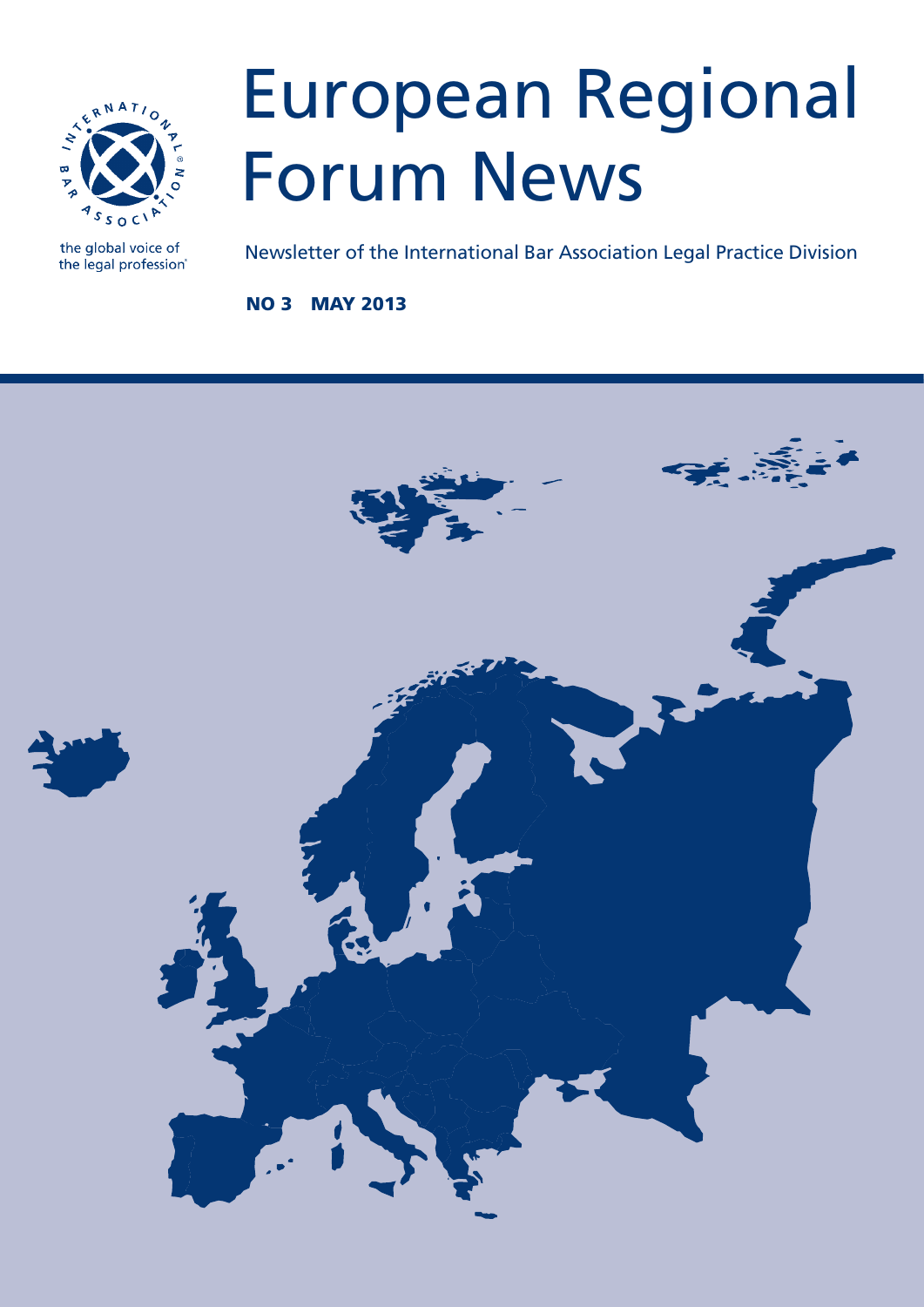the global voice of the legal profession

# European Regional Forum News

Newsletter of the International Bar Association Legal Practice Division

**NO 3 MAY 2013**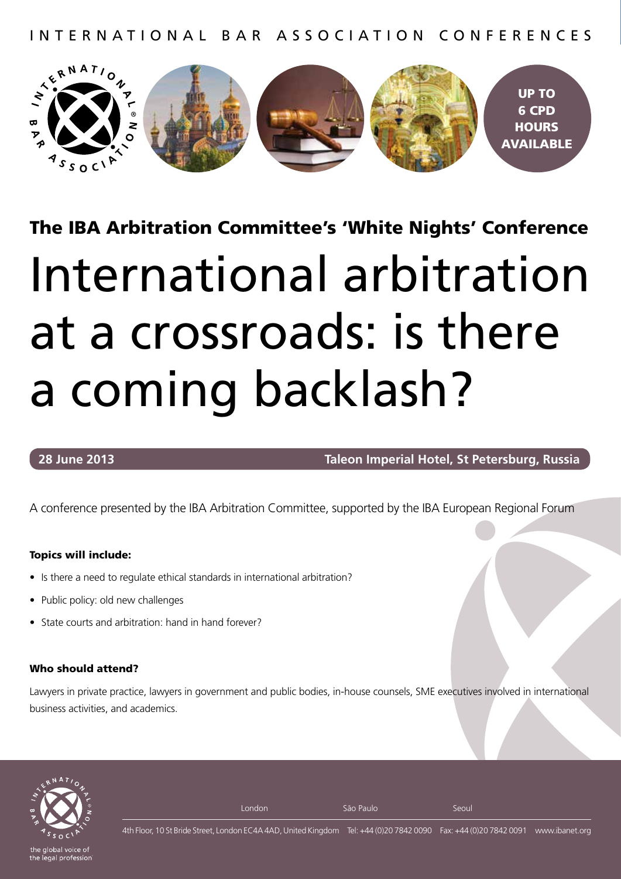INTERNATIONAL BAR ASSOCIATION CONFERENCES

UP TO 6 CPD HOURS AVAILABLE

## The IBA Arbitration Committee's 'White Nights' Conference

# International arbitration at a crossroads: is there a coming backlash?

**28 June 2013** **Taleon Imperial Hotel, St Petersburg, Russia**

A conference presented by the IBA Arbitration Committee, supported by the IBA European Regional Forum

#### Topics will include:

- Is there a need to regulate ethical standards in international arbitration?
- Public policy: old new challenges
- State courts and arbitration: hand in hand forever?

#### Who should attend?

Lawyers in private practice, lawyers in government and public bodies, in-house counsels, SME executives involved in international business activities, and academics.

the global voice of the legal profession

London São Paulo Seoul

4th Floor, 10 St Bride Street, London EC4A 4AD, United Kingdom Tel: +44 (0)20 7842 0090 Fax: +44 (0)20 7842 0091 www.ibanet.org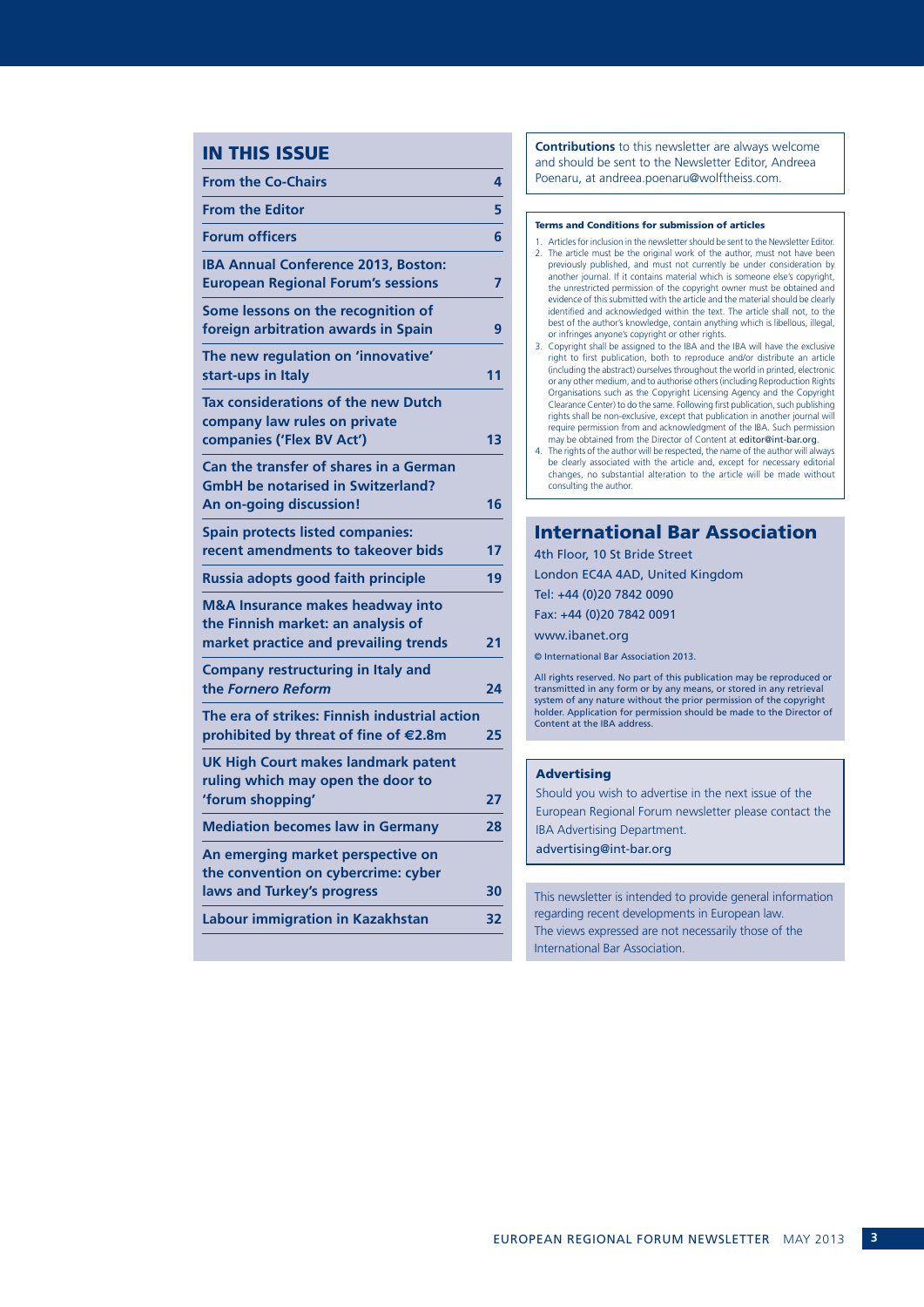## IN THIS ISSUE

| | |
|---|---|
| **From the Co-Chairs** | **4** |
| **From the Editor** | **5** |
| **Forum officers** | **6** |
| **IBA Annual Conference 2013, Boston: European Regional Forum's sessions** | **7** |
| **Some lessons on the recognition of foreign arbitration awards in Spain** | **9** |
| **The new regulation on 'innovative' start-ups in Italy** | **11** |
| **Tax considerations of the new Dutch company law rules on private companies ('Flex BV Act')** | **13** |
| **Can the transfer of shares in a German GmbH be notarised in Switzerland? An on-going discussion!** | **16** |
| **Spain protects listed companies: recent amendments to takeover bids** | **17** |
| **Russia adopts good faith principle** | **19** |
| **M&A Insurance makes headway into the Finnish market: an analysis of market practice and prevailing trends** | **21** |
| **Company restructuring in Italy and the *Fornero Reform*** | **24** |
| **The era of strikes: Finnish industrial action prohibited by threat of fine of €2.8m** | **25** |
| **UK High Court makes landmark patent ruling which may open the door to 'forum shopping'** | **27** |
| **Mediation becomes law in Germany** | **28** |
| **An emerging market perspective on the convention on cybercrime: cyber laws and Turkey's progress** | **30** |
| **Labour immigration in Kazakhstan** | **32** |

**Contributions** to this newsletter are always welcome and should be sent to the Newsletter Editor, Andreea Poenaru, at andreea.poenaru@wolftheiss.com.

**Terms and Conditions for submission of articles**

1. Articles for inclusion in the newsletter should be sent to the Newsletter Editor.
2. The article must be the original work of the author, must not have been previously published, and must not currently be under consideration by another journal. If it contains material which is someone else's copyright, the unrestricted permission of the copyright owner must be obtained and evidence of this submitted with the article and the material should be clearly identified and acknowledged within the text. The article shall not, to the best of the author's knowledge, contain anything which is libellous, illegal, or infringes anyone's copyright or other rights.
3. Copyright shall be assigned to the IBA and the IBA will have the exclusive right to first publication, both to reproduce and/or distribute an article (including the abstract) ourselves throughout the world in printed, electronic or any other medium, and to authorise others (including Reproduction Rights Organisations such as the Copyright Licensing Agency and the Copyright Clearance Center) to do the same. Following first publication, such publishing rights shall be non-exclusive, except that publication in another journal will require permission from and acknowledgment of the IBA. Such permission may be obtained from the Director of Content at editor@int-bar.org.
4. The rights of the author will be respected, the name of the author will always be clearly associated with the article and, except for necessary editorial changes, no substantial alteration to the article will be made without consulting the author.

## International Bar Association

4th Floor, 10 St Bride Street
London EC4A 4AD, United Kingdom
Tel: +44 (0)20 7842 0090
Fax: +44 (0)20 7842 0091
www.ibanet.org

© International Bar Association 2013.

All rights reserved. No part of this publication may be reproduced or transmitted in any form or by any means, or stored in any retrieval system of any nature without the prior permission of the copyright holder. Application for permission should be made to the Director of Content at the IBA address.

**Advertising**

Should you wish to advertise in the next issue of the European Regional Forum newsletter please contact the IBA Advertising Department.
advertising@int-bar.org

This newsletter is intended to provide general information regarding recent developments in European law. The views expressed are not necessarily those of the International Bar Association.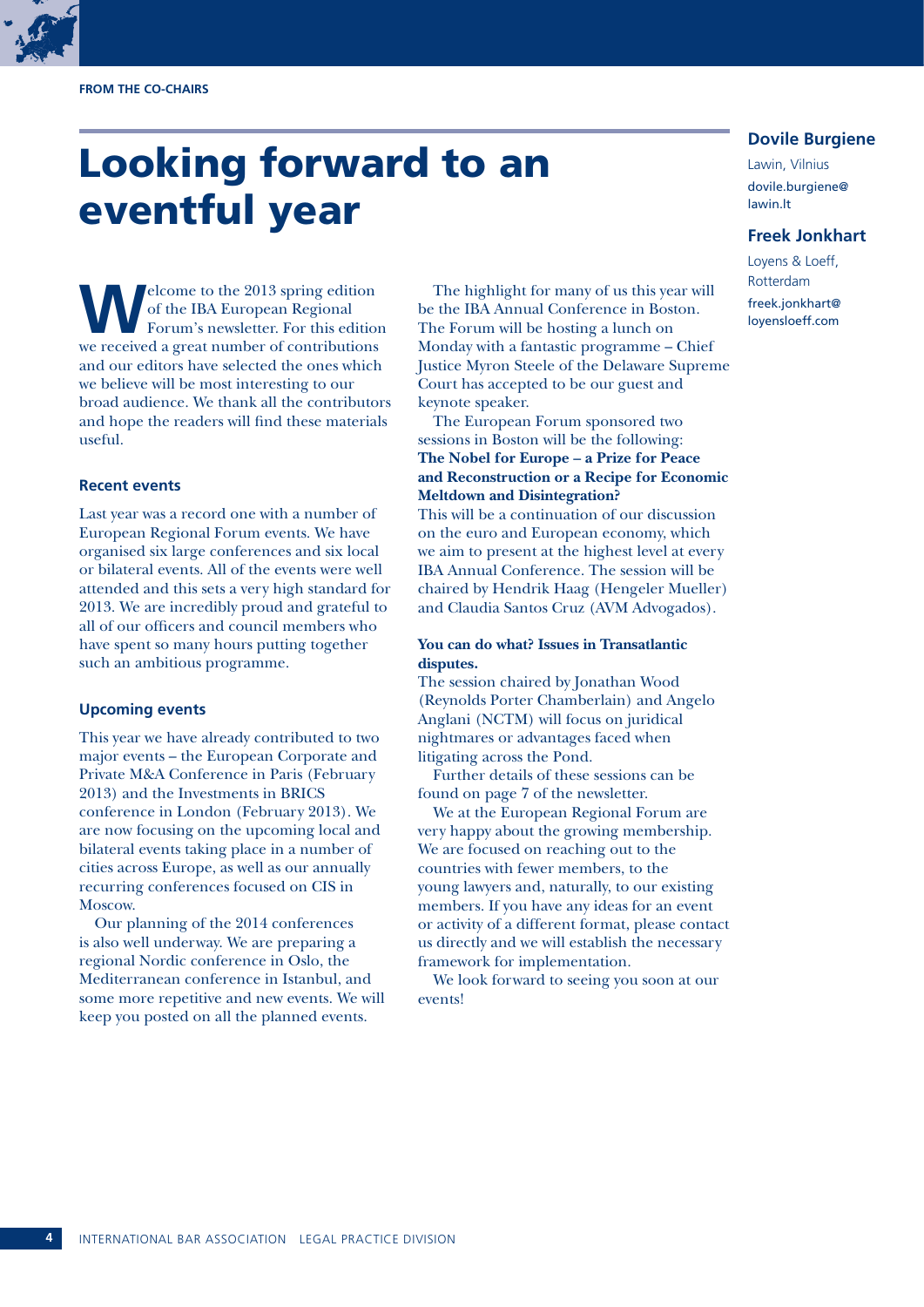FROM THE CO-CHAIRS

# Looking forward to an eventful year

**Dovile Burgiene**

Lawin, Vilnius

dovile.burgiene@lawin.lt

**Freek Jonkhart**

Loyens & Loeff, Rotterdam

freek.jonkhart@loyensloeff.com

Welcome to the 2013 spring edition of the IBA European Regional Forum's newsletter. For this edition we received a great number of contributions and our editors have selected the ones which we believe will be most interesting to our broad audience. We thank all the contributors and hope the readers will find these materials useful.

### Recent events

Last year was a record one with a number of European Regional Forum events. We have organised six large conferences and six local or bilateral events. All of the events were well attended and this sets a very high standard for 2013. We are incredibly proud and grateful to all of our officers and council members who have spent so many hours putting together such an ambitious programme.

### Upcoming events

This year we have already contributed to two major events – the European Corporate and Private M&A Conference in Paris (February 2013) and the Investments in BRICS conference in London (February 2013). We are now focusing on the upcoming local and bilateral events taking place in a number of cities across Europe, as well as our annually recurring conferences focused on CIS in Moscow.

Our planning of the 2014 conferences is also well underway. We are preparing a regional Nordic conference in Oslo, the Mediterranean conference in Istanbul, and some more repetitive and new events. We will keep you posted on all the planned events.

The highlight for many of us this year will be the IBA Annual Conference in Boston. The Forum will be hosting a lunch on Monday with a fantastic programme – Chief Justice Myron Steele of the Delaware Supreme Court has accepted to be our guest and keynote speaker.

The European Forum sponsored two sessions in Boston will be the following:

**The Nobel for Europe – a Prize for Peace and Reconstruction or a Recipe for Economic Meltdown and Disintegration?**

This will be a continuation of our discussion on the euro and European economy, which we aim to present at the highest level at every IBA Annual Conference. The session will be chaired by Hendrik Haag (Hengeler Mueller) and Claudia Santos Cruz (AVM Advogados).

**You can do what? Issues in Transatlantic disputes.**

The session chaired by Jonathan Wood (Reynolds Porter Chamberlain) and Angelo Anglani (NCTM) will focus on juridical nightmares or advantages faced when litigating across the Pond.

Further details of these sessions can be found on page 7 of the newsletter.

We at the European Regional Forum are very happy about the growing membership. We are focused on reaching out to the countries with fewer members, to the young lawyers and, naturally, to our existing members. If you have any ideas for an event or activity of a different format, please contact us directly and we will establish the necessary framework for implementation.

We look forward to seeing you soon at our events!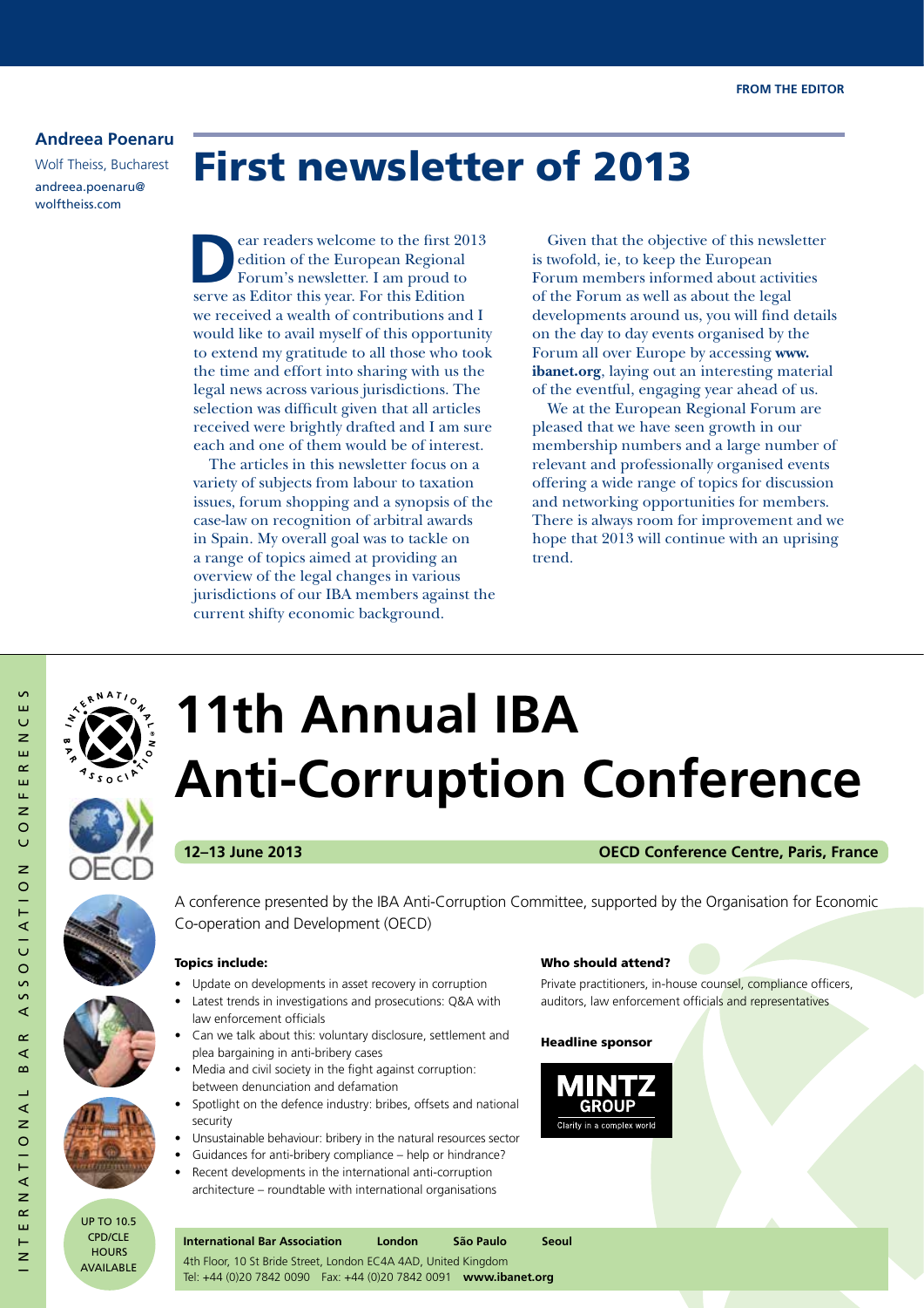FROM THE EDITOR

**Andreea Poenaru**

Wolf Theiss, Bucharest

andreea.poenaru@wolftheiss.com

# First newsletter of 2013

Dear readers welcome to the first 2013 edition of the European Regional Forum's newsletter. I am proud to serve as Editor this year. For this Edition we received a wealth of contributions and I would like to avail myself of this opportunity to extend my gratitude to all those who took the time and effort into sharing with us the legal news across various jurisdictions. The selection was difficult given that all articles received were brightly drafted and I am sure each and one of them would be of interest.

The articles in this newsletter focus on a variety of subjects from labour to taxation issues, forum shopping and a synopsis of the case-law on recognition of arbitral awards in Spain. My overall goal was to tackle on a range of topics aimed at providing an overview of the legal changes in various jurisdictions of our IBA members against the current shifty economic background.

Given that the objective of this newsletter is twofold, ie, to keep the European Forum members informed about activities of the Forum as well as about the legal developments around us, you will find details on the day to day events organised by the Forum all over Europe by accessing **www.ibanet.org**, laying out an interesting material of the eventful, engaging year ahead of us.

We at the European Regional Forum are pleased that we have seen growth in our membership numbers and a large number of relevant and professionally organised events offering a wide range of topics for discussion and networking opportunities for members. There is always room for improvement and we hope that 2013 will continue with an uprising trend.

INTERNATIONAL BAR ASSOCIATION CONFERENCES

# 11th Annual IBA Anti-Corruption Conference

**12–13 June 2013** **OECD Conference Centre, Paris, France**

A conference presented by the IBA Anti-Corruption Committee, supported by the Organisation for Economic Co-operation and Development (OECD)

**Topics include:**

- Update on developments in asset recovery in corruption
- Latest trends in investigations and prosecutions: Q&A with law enforcement officials
- Can we talk about this: voluntary disclosure, settlement and plea bargaining in anti-bribery cases
- Media and civil society in the fight against corruption: between denunciation and defamation
- Spotlight on the defence industry: bribes, offsets and national security
- Unsustainable behaviour: bribery in the natural resources sector
- Guidances for anti-bribery compliance – help or hindrance?
- Recent developments in the international anti-corruption architecture – roundtable with international organisations

**Who should attend?**

Private practitioners, in-house counsel, compliance officers, auditors, law enforcement officials and representatives

**Headline sponsor**

MINTZ GROUP – Clarity in a complex world

UP TO 10.5 CPD/CLE HOURS AVAILABLE

**International Bar Association** **London** **São Paulo** **Seoul**

4th Floor, 10 St Bride Street, London EC4A 4AD, United Kingdom

Tel: +44 (0)20 7842 0090 Fax: +44 (0)20 7842 0091 **www.ibanet.org**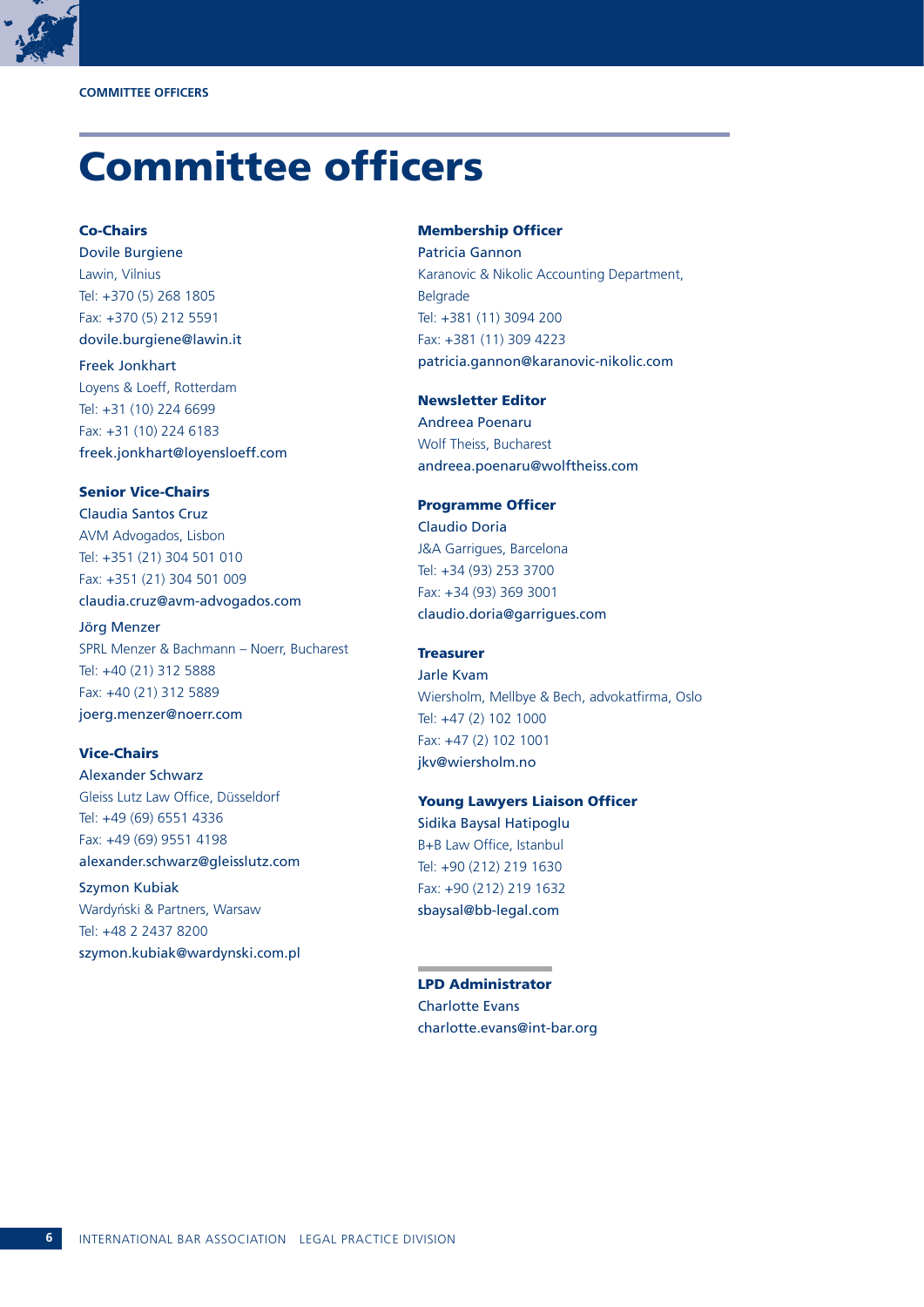# Committee officers

### Co-Chairs

Dovile Burgiene
Lawin, Vilnius
Tel: +370 (5) 268 1805
Fax: +370 (5) 212 5591
dovile.burgiene@lawin.it

Freek Jonkhart
Loyens & Loeff, Rotterdam
Tel: +31 (10) 224 6699
Fax: +31 (10) 224 6183
freek.jonkhart@loyensloeff.com

### Senior Vice-Chairs

Claudia Santos Cruz
AVM Advogados, Lisbon
Tel: +351 (21) 304 501 010
Fax: +351 (21) 304 501 009
claudia.cruz@avm-advogados.com

Jörg Menzer
SPRL Menzer & Bachmann – Noerr, Bucharest
Tel: +40 (21) 312 5888
Fax: +40 (21) 312 5889
joerg.menzer@noerr.com

### Vice-Chairs

Alexander Schwarz
Gleiss Lutz Law Office, Düsseldorf
Tel: +49 (69) 6551 4336
Fax: +49 (69) 9551 4198
alexander.schwarz@gleisslutz.com

Szymon Kubiak
Wardyński & Partners, Warsaw
Tel: +48 2 2437 8200
szymon.kubiak@wardynski.com.pl

### Membership Officer

Patricia Gannon
Karanovic & Nikolic Accounting Department, Belgrade
Tel: +381 (11) 3094 200
Fax: +381 (11) 309 4223
patricia.gannon@karanovic-nikolic.com

### Newsletter Editor

Andreea Poenaru
Wolf Theiss, Bucharest
andreea.poenaru@wolftheiss.com

### Programme Officer

Claudio Doria
J&A Garrigues, Barcelona
Tel: +34 (93) 253 3700
Fax: +34 (93) 369 3001
claudio.doria@garrigues.com

### Treasurer

Jarle Kvam
Wiersholm, Mellbye & Bech, advokatfirma, Oslo
Tel: +47 (2) 102 1000
Fax: +47 (2) 102 1001
jkv@wiersholm.no

### Young Lawyers Liaison Officer

Sidika Baysal Hatipoglu
B+B Law Office, Istanbul
Tel: +90 (212) 219 1630
Fax: +90 (212) 219 1632
sbaysal@bb-legal.com

### LPD Administrator

Charlotte Evans
charlotte.evans@int-bar.org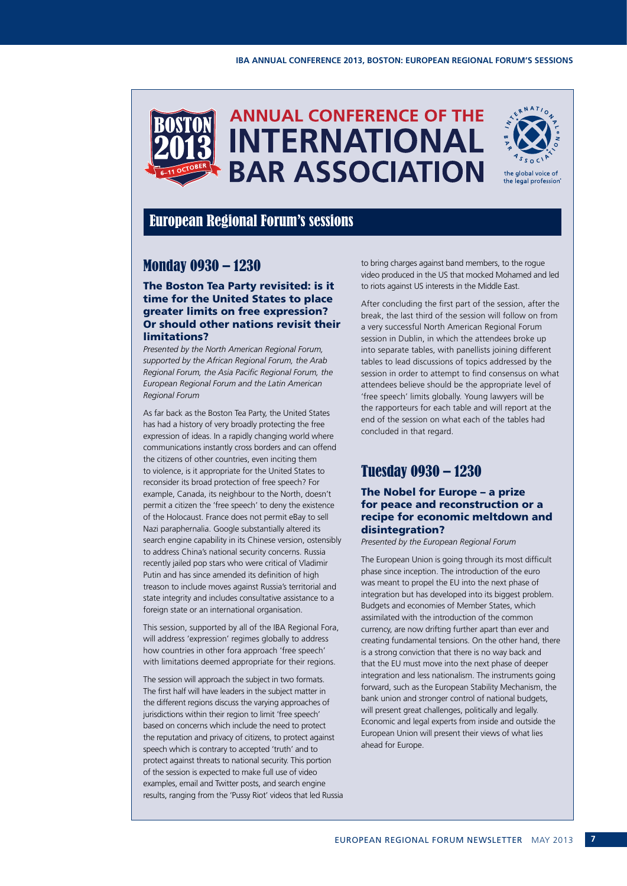# ANNUAL CONFERENCE OF THE INTERNATIONAL BAR ASSOCIATION

BOSTON 2013 6–11 OCTOBER

the global voice of the legal profession

## European Regional Forum's sessions

### Monday 0930 – 1230

#### The Boston Tea Party revisited: is it time for the United States to place greater limits on free expression? Or should other nations revisit their limitations?

*Presented by the North American Regional Forum, supported by the African Regional Forum, the Arab Regional Forum, the Asia Pacific Regional Forum, the European Regional Forum and the Latin American Regional Forum*

As far back as the Boston Tea Party, the United States has had a history of very broadly protecting the free expression of ideas. In a rapidly changing world where communications instantly cross borders and can offend the citizens of other countries, even inciting them to violence, is it appropriate for the United States to reconsider its broad protection of free speech? For example, Canada, its neighbour to the North, doesn't permit a citizen the 'free speech' to deny the existence of the Holocaust. France does not permit eBay to sell Nazi paraphernalia. Google substantially altered its search engine capability in its Chinese version, ostensibly to address China's national security concerns. Russia recently jailed pop stars who were critical of Vladimir Putin and has since amended its definition of high treason to include moves against Russia's territorial and state integrity and includes consultative assistance to a foreign state or an international organisation.

This session, supported by all of the IBA Regional Fora, will address 'expression' regimes globally to address how countries in other fora approach 'free speech' with limitations deemed appropriate for their regions.

The session will approach the subject in two formats. The first half will have leaders in the subject matter in the different regions discuss the varying approaches of jurisdictions within their region to limit 'free speech' based on concerns which include the need to protect the reputation and privacy of citizens, to protect against speech which is contrary to accepted 'truth' and to protect against threats to national security. This portion of the session is expected to make full use of video examples, email and Twitter posts, and search engine results, ranging from the 'Pussy Riot' videos that led Russia to bring charges against band members, to the rogue video produced in the US that mocked Mohamed and led to riots against US interests in the Middle East.

After concluding the first part of the session, after the break, the last third of the session will follow on from a very successful North American Regional Forum session in Dublin, in which the attendees broke up into separate tables, with panellists joining different tables to lead discussions of topics addressed by the session in order to attempt to find consensus on what attendees believe should be the appropriate level of 'free speech' limits globally. Young lawyers will be the rapporteurs for each table and will report at the end of the session on what each of the tables had concluded in that regard.

### Tuesday 0930 – 1230

#### The Nobel for Europe – a prize for peace and reconstruction or a recipe for economic meltdown and disintegration?

*Presented by the European Regional Forum*

The European Union is going through its most difficult phase since inception. The introduction of the euro was meant to propel the EU into the next phase of integration but has developed into its biggest problem. Budgets and economies of Member States, which assimilated with the introduction of the common currency, are now drifting further apart than ever and creating fundamental tensions. On the other hand, there is a strong conviction that there is no way back and that the EU must move into the next phase of deeper integration and less nationalism. The instruments going forward, such as the European Stability Mechanism, the bank union and stronger control of national budgets, will present great challenges, politically and legally. Economic and legal experts from inside and outside the European Union will present their views of what lies ahead for Europe.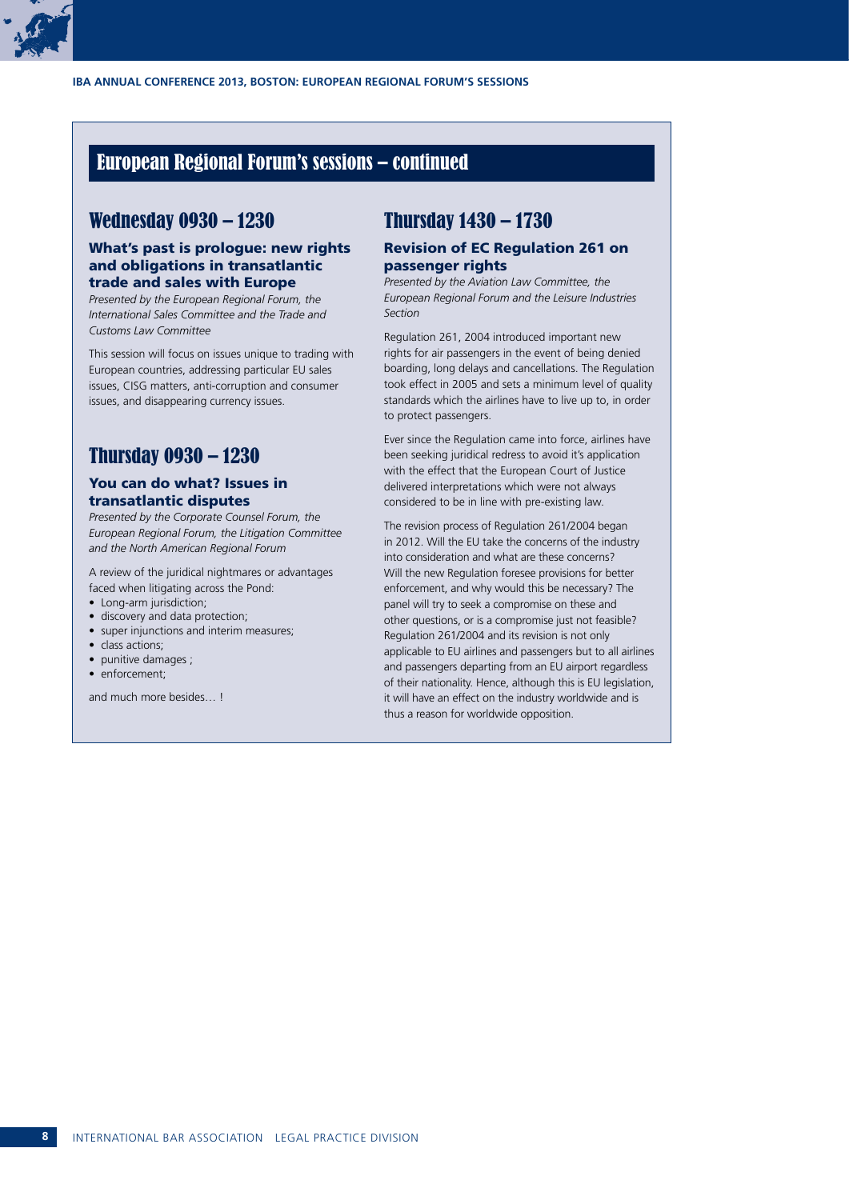## European Regional Forum's sessions – continued

### Wednesday 0930 – 1230

#### What's past is prologue: new rights and obligations in transatlantic trade and sales with Europe

*Presented by the European Regional Forum, the International Sales Committee and the Trade and Customs Law Committee*

This session will focus on issues unique to trading with European countries, addressing particular EU sales issues, CISG matters, anti-corruption and consumer issues, and disappearing currency issues.

### Thursday 0930 – 1230

#### You can do what? Issues in transatlantic disputes

*Presented by the Corporate Counsel Forum, the European Regional Forum, the Litigation Committee and the North American Regional Forum*

A review of the juridical nightmares or advantages faced when litigating across the Pond:

- Long-arm jurisdiction;
- discovery and data protection;
- super injunctions and interim measures;
- class actions;
- punitive damages ;
- enforcement;

and much more besides… !

### Thursday 1430 – 1730

#### Revision of EC Regulation 261 on passenger rights

*Presented by the Aviation Law Committee, the European Regional Forum and the Leisure Industries Section*

Regulation 261, 2004 introduced important new rights for air passengers in the event of being denied boarding, long delays and cancellations. The Regulation took effect in 2005 and sets a minimum level of quality standards which the airlines have to live up to, in order to protect passengers.

Ever since the Regulation came into force, airlines have been seeking juridical redress to avoid it's application with the effect that the European Court of Justice delivered interpretations which were not always considered to be in line with pre-existing law.

The revision process of Regulation 261/2004 began in 2012. Will the EU take the concerns of the industry into consideration and what are these concerns? Will the new Regulation foresee provisions for better enforcement, and why would this be necessary? The panel will try to seek a compromise on these and other questions, or is a compromise just not feasible? Regulation 261/2004 and its revision is not only applicable to EU airlines and passengers but to all airlines and passengers departing from an EU airport regardless of their nationality. Hence, although this is EU legislation, it will have an effect on the industry worldwide and is thus a reason for worldwide opposition.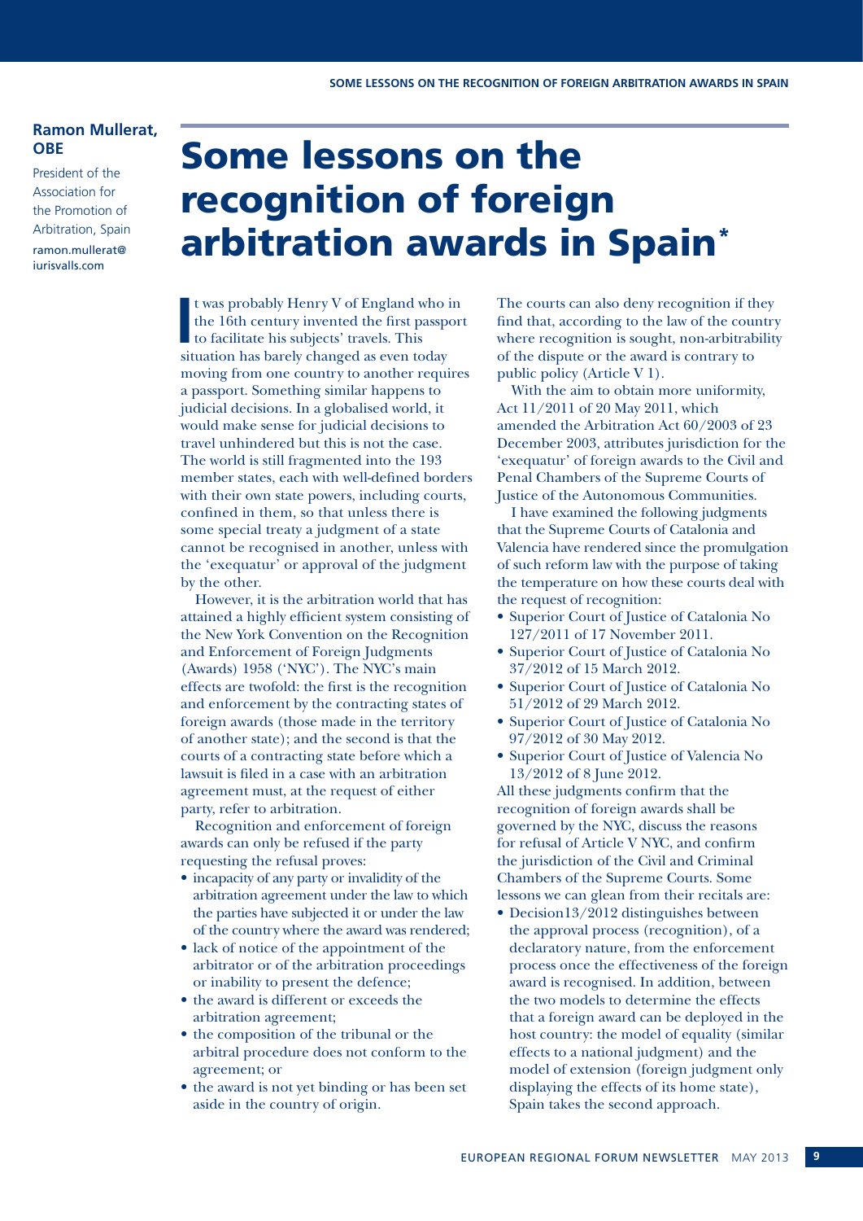**Ramon Mullerat, OBE**

President of the Association for the Promotion of Arbitration, Spain

ramon.mullerat@iurisvalls.com

# Some lessons on the recognition of foreign arbitration awards in Spain*

It was probably Henry V of England who in the 16th century invented the first passport to facilitate his subjects' travels. This situation has barely changed as even today moving from one country to another requires a passport. Something similar happens to judicial decisions. In a globalised world, it would make sense for judicial decisions to travel unhindered but this is not the case. The world is still fragmented into the 193 member states, each with well-defined borders with their own state powers, including courts, confined in them, so that unless there is some special treaty a judgment of a state cannot be recognised in another, unless with the 'exequatur' or approval of the judgment by the other.

However, it is the arbitration world that has attained a highly efficient system consisting of the New York Convention on the Recognition and Enforcement of Foreign Judgments (Awards) 1958 ('NYC'). The NYC's main effects are twofold: the first is the recognition and enforcement by the contracting states of foreign awards (those made in the territory of another state); and the second is that the courts of a contracting state before which a lawsuit is filed in a case with an arbitration agreement must, at the request of either party, refer to arbitration.

Recognition and enforcement of foreign awards can only be refused if the party requesting the refusal proves:

- incapacity of any party or invalidity of the arbitration agreement under the law to which the parties have subjected it or under the law of the country where the award was rendered;
- lack of notice of the appointment of the arbitrator or of the arbitration proceedings or inability to present the defence;
- the award is different or exceeds the arbitration agreement;
- the composition of the tribunal or the arbitral procedure does not conform to the agreement; or
- the award is not yet binding or has been set aside in the country of origin.

The courts can also deny recognition if they find that, according to the law of the country where recognition is sought, non-arbitrability of the dispute or the award is contrary to public policy (Article V 1).

With the aim to obtain more uniformity, Act 11/2011 of 20 May 2011, which amended the Arbitration Act 60/2003 of 23 December 2003, attributes jurisdiction for the 'exequatur' of foreign awards to the Civil and Penal Chambers of the Supreme Courts of Justice of the Autonomous Communities.

I have examined the following judgments that the Supreme Courts of Catalonia and Valencia have rendered since the promulgation of such reform law with the purpose of taking the temperature on how these courts deal with the request of recognition:

- Superior Court of Justice of Catalonia No 127/2011 of 17 November 2011.
- Superior Court of Justice of Catalonia No 37/2012 of 15 March 2012.
- Superior Court of Justice of Catalonia No 51/2012 of 29 March 2012.
- Superior Court of Justice of Catalonia No 97/2012 of 30 May 2012.
- Superior Court of Justice of Valencia No 13/2012 of 8 June 2012.

All these judgments confirm that the recognition of foreign awards shall be governed by the NYC, discuss the reasons for refusal of Article V NYC, and confirm the jurisdiction of the Civil and Criminal Chambers of the Supreme Courts. Some lessons we can glean from their recitals are:

- Decision13/2012 distinguishes between the approval process (recognition), of a declaratory nature, from the enforcement process once the effectiveness of the foreign award is recognised. In addition, between the two models to determine the effects that a foreign award can be deployed in the host country: the model of equality (similar effects to a national judgment) and the model of extension (foreign judgment only displaying the effects of its home state), Spain takes the second approach.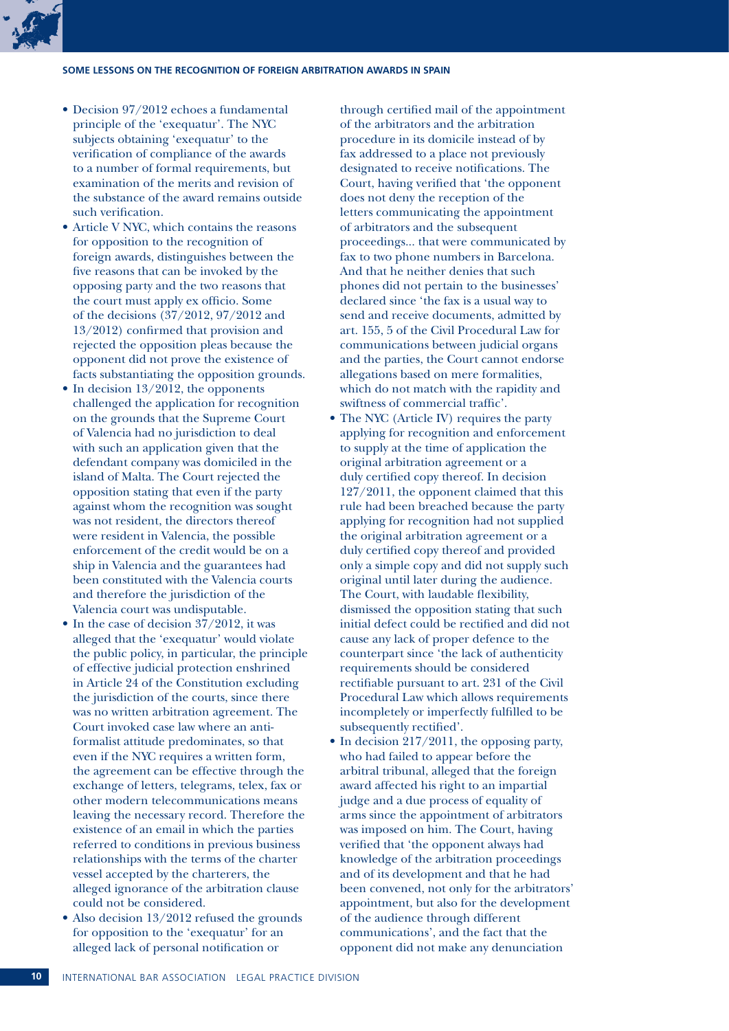- Decision 97/2012 echoes a fundamental principle of the 'exequatur'. The NYC subjects obtaining 'exequatur' to the verification of compliance of the awards to a number of formal requirements, but examination of the merits and revision of the substance of the award remains outside such verification.
- Article V NYC, which contains the reasons for opposition to the recognition of foreign awards, distinguishes between the five reasons that can be invoked by the opposing party and the two reasons that the court must apply ex officio. Some of the decisions (37/2012, 97/2012 and 13/2012) confirmed that provision and rejected the opposition pleas because the opponent did not prove the existence of facts substantiating the opposition grounds.
- In decision 13/2012, the opponents challenged the application for recognition on the grounds that the Supreme Court of Valencia had no jurisdiction to deal with such an application given that the defendant company was domiciled in the island of Malta. The Court rejected the opposition stating that even if the party against whom the recognition was sought was not resident, the directors thereof were resident in Valencia, the possible enforcement of the credit would be on a ship in Valencia and the guarantees had been constituted with the Valencia courts and therefore the jurisdiction of the Valencia court was undisputable.
- In the case of decision 37/2012, it was alleged that the 'exequatur' would violate the public policy, in particular, the principle of effective judicial protection enshrined in Article 24 of the Constitution excluding the jurisdiction of the courts, since there was no written arbitration agreement. The Court invoked case law where an anti-formalist attitude predominates, so that even if the NYC requires a written form, the agreement can be effective through the exchange of letters, telegrams, telex, fax or other modern telecommunications means leaving the necessary record. Therefore the existence of an email in which the parties referred to conditions in previous business relationships with the terms of the charter vessel accepted by the charterers, the alleged ignorance of the arbitration clause could not be considered.
- Also decision 13/2012 refused the grounds for opposition to the 'exequatur' for an alleged lack of personal notification or through certified mail of the appointment of the arbitrators and the arbitration procedure in its domicile instead of by fax addressed to a place not previously designated to receive notifications. The Court, having verified that 'the opponent does not deny the reception of the letters communicating the appointment of arbitrators and the subsequent proceedings... that were communicated by fax to two phone numbers in Barcelona. And that he neither denies that such phones did not pertain to the businesses' declared since 'the fax is a usual way to send and receive documents, admitted by art. 155, 5 of the Civil Procedural Law for communications between judicial organs and the parties, the Court cannot endorse allegations based on mere formalities, which do not match with the rapidity and swiftness of commercial traffic'.
- The NYC (Article IV) requires the party applying for recognition and enforcement to supply at the time of application the original arbitration agreement or a duly certified copy thereof. In decision 127/2011, the opponent claimed that this rule had been breached because the party applying for recognition had not supplied the original arbitration agreement or a duly certified copy thereof and provided only a simple copy and did not supply such original until later during the audience. The Court, with laudable flexibility, dismissed the opposition stating that such initial defect could be rectified and did not cause any lack of proper defence to the counterpart since 'the lack of authenticity requirements should be considered rectifiable pursuant to art. 231 of the Civil Procedural Law which allows requirements incompletely or imperfectly fulfilled to be subsequently rectified'.
- In decision 217/2011, the opposing party, who had failed to appear before the arbitral tribunal, alleged that the foreign award affected his right to an impartial judge and a due process of equality of arms since the appointment of arbitrators was imposed on him. The Court, having verified that 'the opponent always had knowledge of the arbitration proceedings and of its development and that he had been convened, not only for the arbitrators' appointment, but also for the development of the audience through different communications', and the fact that the opponent did not make any denunciation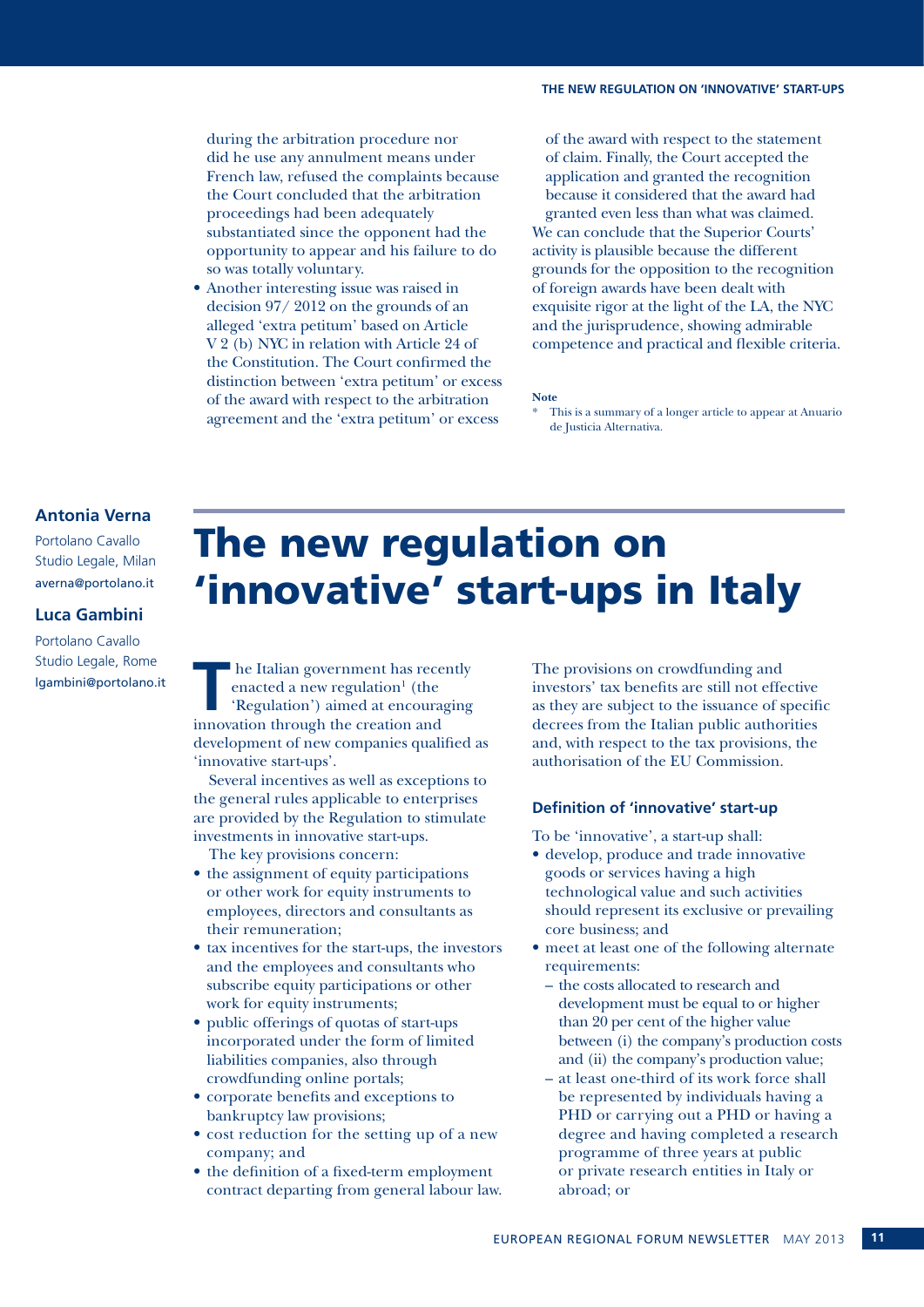during the arbitration procedure nor did he use any annulment means under French law, refused the complaints because the Court concluded that the arbitration proceedings had been adequately substantiated since the opponent had the opportunity to appear and his failure to do so was totally voluntary.

- Another interesting issue was raised in decision 97/ 2012 on the grounds of an alleged 'extra petitum' based on Article V 2 (b) NYC in relation with Article 24 of the Constitution. The Court confirmed the distinction between 'extra petitum' or excess of the award with respect to the arbitration agreement and the 'extra petitum' or excess of the award with respect to the statement of claim. Finally, the Court accepted the application and granted the recognition because it considered that the award had granted even less than what was claimed.

We can conclude that the Superior Courts' activity is plausible because the different grounds for the opposition to the recognition of foreign awards have been dealt with exquisite rigor at the light of the LA, the NYC and the jurisprudence, showing admirable competence and practical and flexible criteria.

**Note**

\* This is a summary of a longer article to appear at Anuario de Justicia Alternativa.

**Antonia Verna**
Portolano Cavallo Studio Legale, Milan
averna@portolano.it

**Luca Gambini**
Portolano Cavallo Studio Legale, Rome
lgambini@portolano.it

# The new regulation on 'innovative' start-ups in Italy

The Italian government has recently enacted a new regulation[1] (the 'Regulation') aimed at encouraging innovation through the creation and development of new companies qualified as 'innovative start-ups'.

Several incentives as well as exceptions to the general rules applicable to enterprises are provided by the Regulation to stimulate investments in innovative start-ups.

The key provisions concern:

- the assignment of equity participations or other work for equity instruments to employees, directors and consultants as their remuneration;
- tax incentives for the start-ups, the investors and the employees and consultants who subscribe equity participations or other work for equity instruments;
- public offerings of quotas of start-ups incorporated under the form of limited liabilities companies, also through crowdfunding online portals;
- corporate benefits and exceptions to bankruptcy law provisions;
- cost reduction for the setting up of a new company; and
- the definition of a fixed-term employment contract departing from general labour law.

The provisions on crowdfunding and investors' tax benefits are still not effective as they are subject to the issuance of specific decrees from the Italian public authorities and, with respect to the tax provisions, the authorisation of the EU Commission.

### Definition of 'innovative' start-up

To be 'innovative', a start-up shall:

- develop, produce and trade innovative goods or services having a high technological value and such activities should represent its exclusive or prevailing core business; and
- meet at least one of the following alternate requirements:
  - the costs allocated to research and development must be equal to or higher than 20 per cent of the higher value between (i) the company's production costs and (ii) the company's production value;
  - at least one-third of its work force shall be represented by individuals having a PHD or carrying out a PHD or having a degree and having completed a research programme of three years at public or private research entities in Italy or abroad; or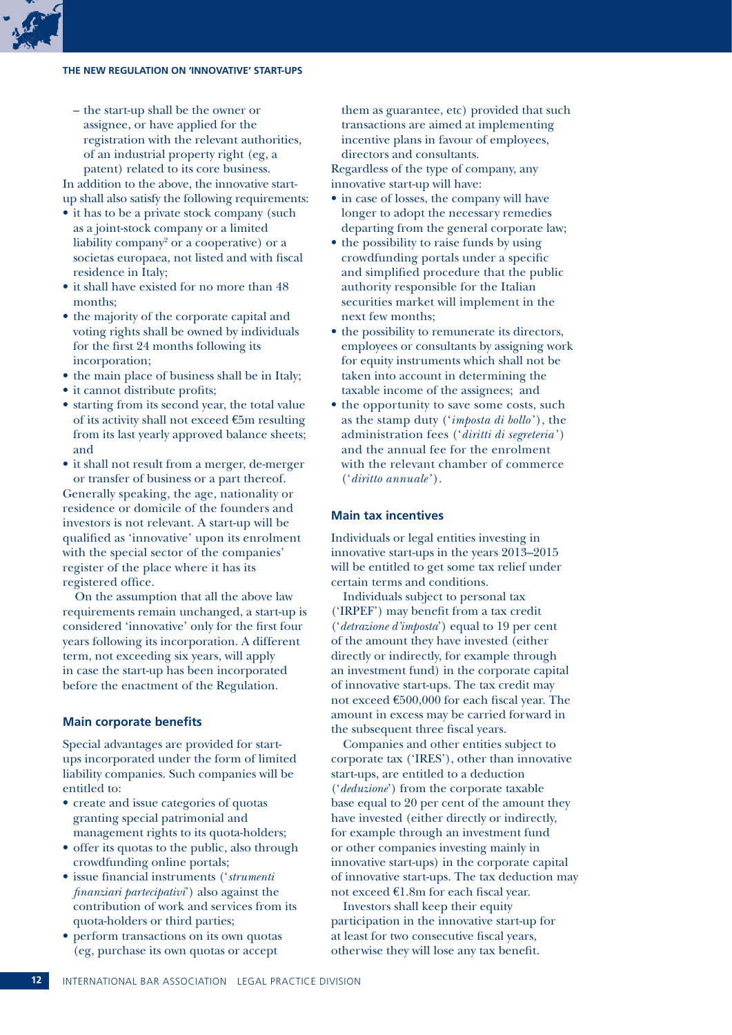– the start-up shall be the owner or assignee, or have applied for the registration with the relevant authorities, of an industrial property right (eg, a patent) related to its core business.

In addition to the above, the innovative start-up shall also satisfy the following requirements:

- it has to be a private stock company (such as a joint-stock company or a limited liability company[2] or a cooperative) or a societas europaea, not listed and with fiscal residence in Italy;
- it shall have existed for no more than 48 months;
- the majority of the corporate capital and voting rights shall be owned by individuals for the first 24 months following its incorporation;
- the main place of business shall be in Italy;
- it cannot distribute profits;
- starting from its second year, the total value of its activity shall not exceed €5m resulting from its last yearly approved balance sheets; and
- it shall not result from a merger, de-merger or transfer of business or a part thereof.

Generally speaking, the age, nationality or residence or domicile of the founders and investors is not relevant. A start-up will be qualified as 'innovative' upon its enrolment with the special sector of the companies' register of the place where it has its registered office.

On the assumption that all the above law requirements remain unchanged, a start-up is considered 'innovative' only for the first four years following its incorporation. A different term, not exceeding six years, will apply in case the start-up has been incorporated before the enactment of the Regulation.

### Main corporate benefits

Special advantages are provided for start-ups incorporated under the form of limited liability companies. Such companies will be entitled to:

- create and issue categories of quotas granting special patrimonial and management rights to its quota-holders;
- offer its quotas to the public, also through crowdfunding online portals;
- issue financial instruments ('*strumenti finanziari partecipativi*') also against the contribution of work and services from its quota-holders or third parties;
- perform transactions on its own quotas (eg, purchase its own quotas or accept them as guarantee, etc) provided that such transactions are aimed at implementing incentive plans in favour of employees, directors and consultants.

Regardless of the type of company, any innovative start-up will have:

- in case of losses, the company will have longer to adopt the necessary remedies departing from the general corporate law;
- the possibility to raise funds by using crowdfunding portals under a specific and simplified procedure that the public authority responsible for the Italian securities market will implement in the next few months;
- the possibility to remunerate its directors, employees or consultants by assigning work for equity instruments which shall not be taken into account in determining the taxable income of the assignees; and
- the opportunity to save some costs, such as the stamp duty ('*imposta di bollo*'), the administration fees ('*diritti di segreteria*') and the annual fee for the enrolment with the relevant chamber of commerce ('*diritto annuale*').

### Main tax incentives

Individuals or legal entities investing in innovative start-ups in the years 2013–2015 will be entitled to get some tax relief under certain terms and conditions.

Individuals subject to personal tax ('IRPEF') may benefit from a tax credit ('*detrazione d'imposta*') equal to 19 per cent of the amount they have invested (either directly or indirectly, for example through an investment fund) in the corporate capital of innovative start-ups. The tax credit may not exceed €500,000 for each fiscal year. The amount in excess may be carried forward in the subsequent three fiscal years.

Companies and other entities subject to corporate tax ('IRES'), other than innovative start-ups, are entitled to a deduction ('*deduzione*') from the corporate taxable base equal to 20 per cent of the amount they have invested (either directly or indirectly, for example through an investment fund or other companies investing mainly in innovative start-ups) in the corporate capital of innovative start-ups. The tax deduction may not exceed €1.8m for each fiscal year.

Investors shall keep their equity participation in the innovative start-up for at least for two consecutive fiscal years, otherwise they will lose any tax benefit.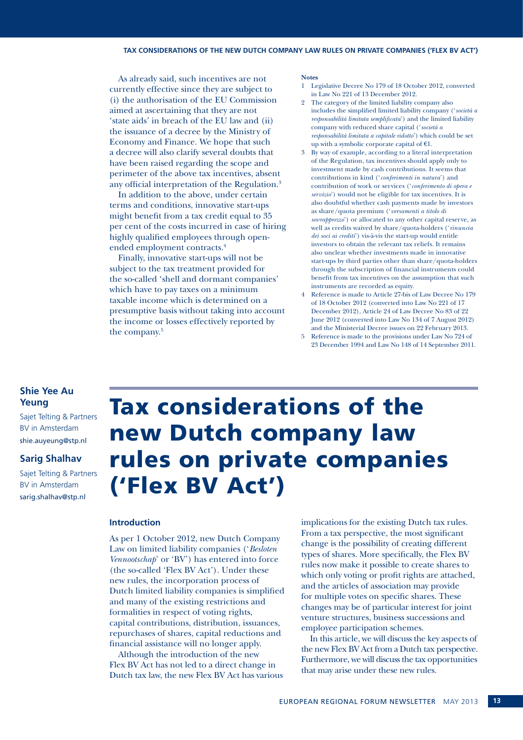As already said, such incentives are not currently effective since they are subject to (i) the authorisation of the EU Commission aimed at ascertaining that they are not 'state aids' in breach of the EU law and (ii) the issuance of a decree by the Ministry of Economy and Finance. We hope that such a decree will also clarify several doubts that have been raised regarding the scope and perimeter of the above tax incentives, absent any official interpretation of the Regulation.[3]

In addition to the above, under certain terms and conditions, innovative start-ups might benefit from a tax credit equal to 35 per cent of the costs incurred in case of hiring highly qualified employees through open-ended employment contracts.[4]

Finally, innovative start-ups will not be subject to the tax treatment provided for the so-called 'shell and dormant companies' which have to pay taxes on a minimum taxable income which is determined on a presumptive basis without taking into account the income or losses effectively reported by the company.[5]

**Notes**

1. Legislative Decree No 179 of 18 October 2012, converted in Law No 221 of 13 December 2012.
2. The category of the limited liability company also includes the simplified limited liability company ('*società a responsabilità limitata semplificata*') and the limited liability company with reduced share capital ('*società a responsabilità limitata a capitale ridotto*') which could be set up with a symbolic corporate capital of €1.
3. By way of example, according to a literal interpretation of the Regulation, tax incentives should apply only to investment made by cash contributions. It seems that contributions in kind ('*conferimenti in natura*') and contribution of work or services ('*conferimento di opera e servizio*') would not be eligible for tax incentives. It is also doubtful whether cash payments made by investors as share/quota premium ('*versamenti a titolo di sovrapprezzo*') or allocated to any other capital reserve, as well as credits waived by share/quota-holders ('*rinuncia dei soci ai crediti*') vis-à-vis the start-up would entitle investors to obtain the relevant tax reliefs. It remains also unclear whether investments made in innovative start-ups by third parties other than share/quota-holders through the subscription of financial instruments could benefit from tax incentives on the assumption that such instruments are recorded as equity.
4. Reference is made to Article 27-bis of Law Decree No 179 of 18 October 2012 (converted into Law No 221 of 17 December 2012), Article 24 of Law Decree No 83 of 22 June 2012 (converted into Law No 134 of 7 August 2012) and the Ministerial Decree issues on 22 February 2013.
5. Reference is made to the provisions under Law No 724 of 23 December 1994 and Law No 148 of 14 September 2011.

# Tax considerations of the new Dutch company law rules on private companies ('Flex BV Act')

**Shie Yee Au Yeung**
Sajet Telting & Partners BV in Amsterdam
shie.auyeung@stp.nl

**Sarig Shalhav**
Sajet Telting & Partners BV in Amsterdam
sarig.shalhav@stp.nl

## Introduction

As per 1 October 2012, new Dutch Company Law on limited liability companies ('*Besloten Vennootschap*' or 'BV') has entered into force (the so-called 'Flex BV Act'). Under these new rules, the incorporation process of Dutch limited liability companies is simplified and many of the existing restrictions and formalities in respect of voting rights, capital contributions, distribution, issuances, repurchases of shares, capital reductions and financial assistance will no longer apply.

Although the introduction of the new Flex BV Act has not led to a direct change in Dutch tax law, the new Flex BV Act has various implications for the existing Dutch tax rules. From a tax perspective, the most significant change is the possibility of creating different types of shares. More specifically, the Flex BV rules now make it possible to create shares to which only voting or profit rights are attached, and the articles of association may provide for multiple votes on specific shares. These changes may be of particular interest for joint venture structures, business successions and employee participation schemes.

In this article, we will discuss the key aspects of the new Flex BV Act from a Dutch tax perspective. Furthermore, we will discuss the tax opportunities that may arise under these new rules.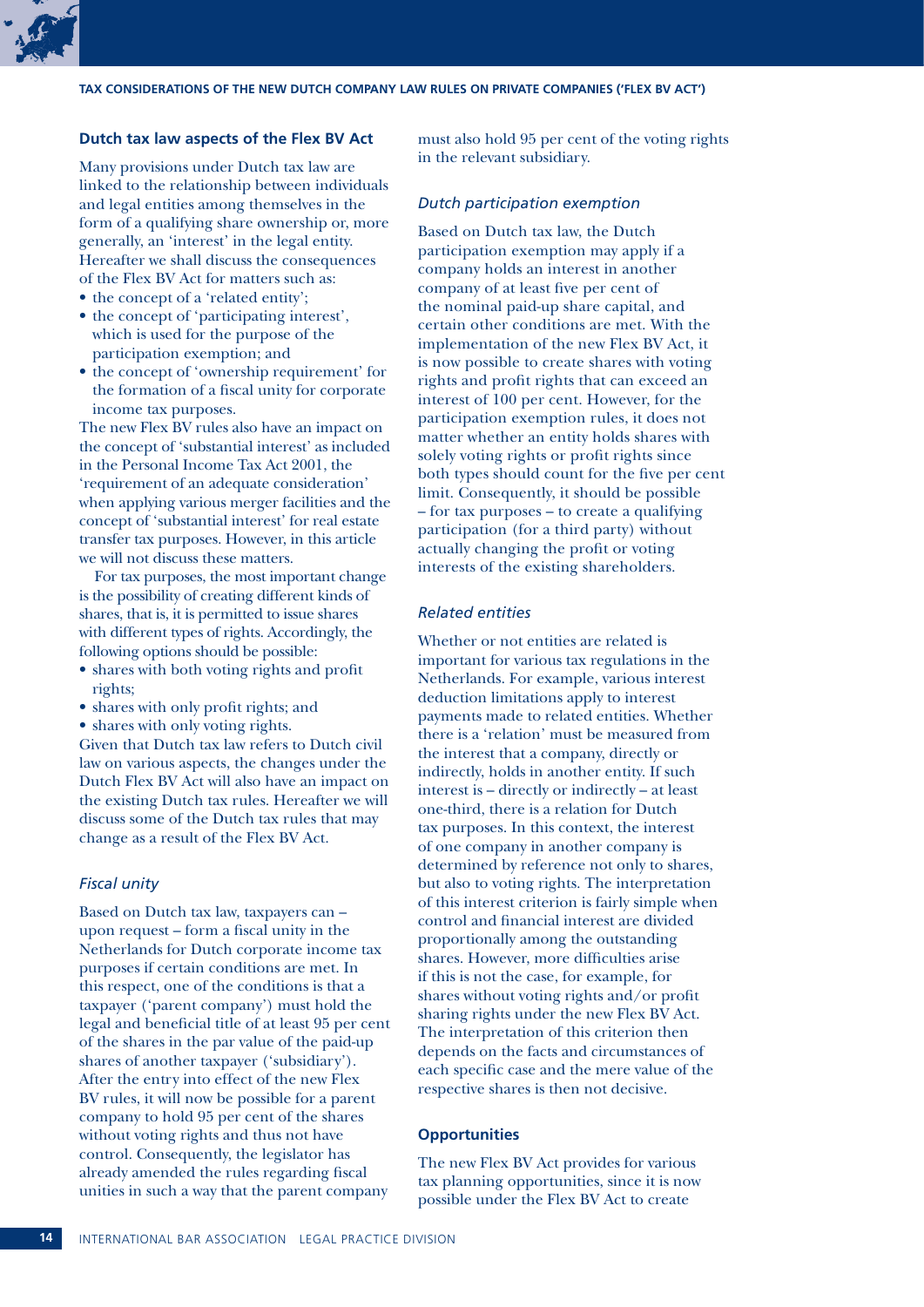## Dutch tax law aspects of the Flex BV Act

Many provisions under Dutch tax law are linked to the relationship between individuals and legal entities among themselves in the form of a qualifying share ownership or, more generally, an 'interest' in the legal entity. Hereafter we shall discuss the consequences of the Flex BV Act for matters such as:

- the concept of a 'related entity';
- the concept of 'participating interest', which is used for the purpose of the participation exemption; and
- the concept of 'ownership requirement' for the formation of a fiscal unity for corporate income tax purposes.

The new Flex BV rules also have an impact on the concept of 'substantial interest' as included in the Personal Income Tax Act 2001, the 'requirement of an adequate consideration' when applying various merger facilities and the concept of 'substantial interest' for real estate transfer tax purposes. However, in this article we will not discuss these matters.

For tax purposes, the most important change is the possibility of creating different kinds of shares, that is, it is permitted to issue shares with different types of rights. Accordingly, the following options should be possible:

- shares with both voting rights and profit rights;
- shares with only profit rights; and
- shares with only voting rights.

Given that Dutch tax law refers to Dutch civil law on various aspects, the changes under the Dutch Flex BV Act will also have an impact on the existing Dutch tax rules. Hereafter we will discuss some of the Dutch tax rules that may change as a result of the Flex BV Act.

### *Fiscal unity*

Based on Dutch tax law, taxpayers can – upon request – form a fiscal unity in the Netherlands for Dutch corporate income tax purposes if certain conditions are met. In this respect, one of the conditions is that a taxpayer ('parent company') must hold the legal and beneficial title of at least 95 per cent of the shares in the par value of the paid-up shares of another taxpayer ('subsidiary'). After the entry into effect of the new Flex BV rules, it will now be possible for a parent company to hold 95 per cent of the shares without voting rights and thus not have control. Consequently, the legislator has already amended the rules regarding fiscal unities in such a way that the parent company must also hold 95 per cent of the voting rights in the relevant subsidiary.

### *Dutch participation exemption*

Based on Dutch tax law, the Dutch participation exemption may apply if a company holds an interest in another company of at least five per cent of the nominal paid-up share capital, and certain other conditions are met. With the implementation of the new Flex BV Act, it is now possible to create shares with voting rights and profit rights that can exceed an interest of 100 per cent. However, for the participation exemption rules, it does not matter whether an entity holds shares with solely voting rights or profit rights since both types should count for the five per cent limit. Consequently, it should be possible – for tax purposes – to create a qualifying participation (for a third party) without actually changing the profit or voting interests of the existing shareholders.

### *Related entities*

Whether or not entities are related is important for various tax regulations in the Netherlands. For example, various interest deduction limitations apply to interest payments made to related entities. Whether there is a 'relation' must be measured from the interest that a company, directly or indirectly, holds in another entity. If such interest is – directly or indirectly – at least one-third, there is a relation for Dutch tax purposes. In this context, the interest of one company in another company is determined by reference not only to shares, but also to voting rights. The interpretation of this interest criterion is fairly simple when control and financial interest are divided proportionally among the outstanding shares. However, more difficulties arise if this is not the case, for example, for shares without voting rights and/or profit sharing rights under the new Flex BV Act. The interpretation of this criterion then depends on the facts and circumstances of each specific case and the mere value of the respective shares is then not decisive.

## Opportunities

The new Flex BV Act provides for various tax planning opportunities, since it is now possible under the Flex BV Act to create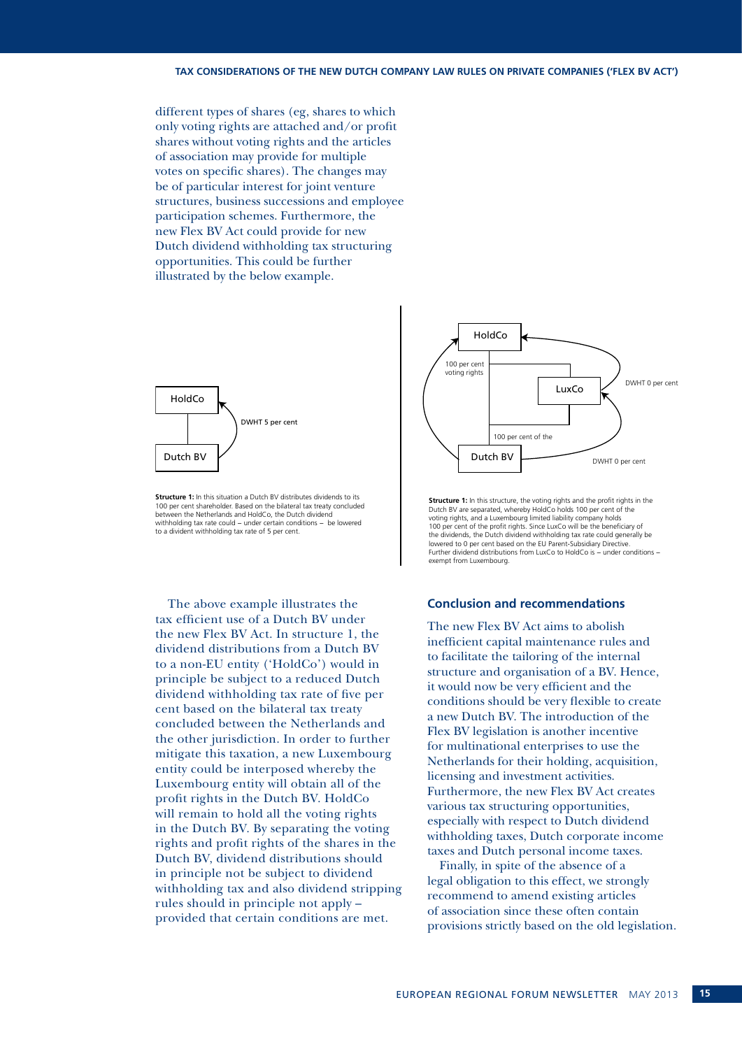different types of shares (eg, shares to which only voting rights are attached and/or profit shares without voting rights and the articles of association may provide for multiple votes on specific shares). The changes may be of particular interest for joint venture structures, business successions and employee participation schemes. Furthermore, the new Flex BV Act could provide for new Dutch dividend withholding tax structuring opportunities. This could be further illustrated by the below example.

HoldCo

Dutch BV

DWHT 5 per cent

**Structure 1:** In this situation a Dutch BV distributes dividends to its 100 per cent shareholder. Based on the bilateral tax treaty concluded between the Netherlands and HoldCo, the Dutch dividend withholding tax rate could – under certain conditions – be lowered to a divident withholding tax rate of 5 per cent.

HoldCo

100 per cent voting rights

LuxCo

DWHT 0 per cent

100 per cent of the

Dutch BV

DWHT 0 per cent

**Structure 1:** In this structure, the voting rights and the profit rights in the Dutch BV are separated, whereby HoldCo holds 100 per cent of the voting rights, and a Luxembourg limited liability company holds 100 per cent of the profit rights. Since LuxCo will be the beneficiary of the dividends, the Dutch dividend withholding tax rate could generally be lowered to 0 per cent based on the EU Parent-Subsidiary Directive. Further dividend distributions from LuxCo to HoldCo is – under conditions – exempt from Luxembourg.

The above example illustrates the tax efficient use of a Dutch BV under the new Flex BV Act. In structure 1, the dividend distributions from a Dutch BV to a non-EU entity ('HoldCo') would in principle be subject to a reduced Dutch dividend withholding tax rate of five per cent based on the bilateral tax treaty concluded between the Netherlands and the other jurisdiction. In order to further mitigate this taxation, a new Luxembourg entity could be interposed whereby the Luxembourg entity will obtain all of the profit rights in the Dutch BV. HoldCo will remain to hold all the voting rights in the Dutch BV. By separating the voting rights and profit rights of the shares in the Dutch BV, dividend distributions should in principle not be subject to dividend withholding tax and also dividend stripping rules should in principle not apply – provided that certain conditions are met.

## Conclusion and recommendations

The new Flex BV Act aims to abolish inefficient capital maintenance rules and to facilitate the tailoring of the internal structure and organisation of a BV. Hence, it would now be very efficient and the conditions should be very flexible to create a new Dutch BV. The introduction of the Flex BV legislation is another incentive for multinational enterprises to use the Netherlands for their holding, acquisition, licensing and investment activities. Furthermore, the new Flex BV Act creates various tax structuring opportunities, especially with respect to Dutch dividend withholding taxes, Dutch corporate income taxes and Dutch personal income taxes.

Finally, in spite of the absence of a legal obligation to this effect, we strongly recommend to amend existing articles of association since these often contain provisions strictly based on the old legislation.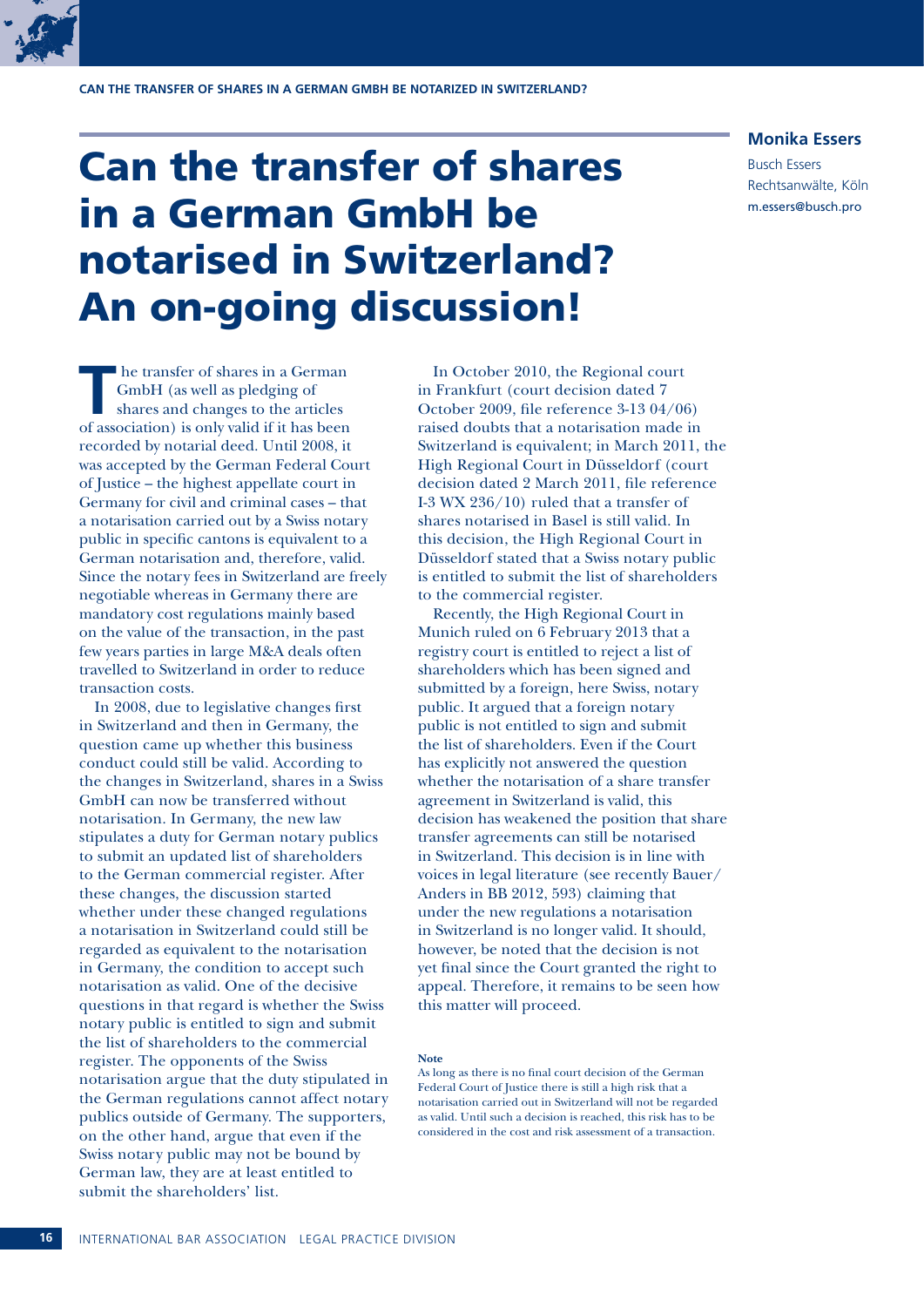# Can the transfer of shares in a German GmbH be notarised in Switzerland? An on-going discussion!

**Monika Essers**

Busch Essers Rechtsanwälte, Köln

m.essers@busch.pro

The transfer of shares in a German GmbH (as well as pledging of shares and changes to the articles of association) is only valid if it has been recorded by notarial deed. Until 2008, it was accepted by the German Federal Court of Justice – the highest appellate court in Germany for civil and criminal cases – that a notarisation carried out by a Swiss notary public in specific cantons is equivalent to a German notarisation and, therefore, valid. Since the notary fees in Switzerland are freely negotiable whereas in Germany there are mandatory cost regulations mainly based on the value of the transaction, in the past few years parties in large M&A deals often travelled to Switzerland in order to reduce transaction costs.

In 2008, due to legislative changes first in Switzerland and then in Germany, the question came up whether this business conduct could still be valid. According to the changes in Switzerland, shares in a Swiss GmbH can now be transferred without notarisation. In Germany, the new law stipulates a duty for German notary publics to submit an updated list of shareholders to the German commercial register. After these changes, the discussion started whether under these changed regulations a notarisation in Switzerland could still be regarded as equivalent to the notarisation in Germany, the condition to accept such notarisation as valid. One of the decisive questions in that regard is whether the Swiss notary public is entitled to sign and submit the list of shareholders to the commercial register. The opponents of the Swiss notarisation argue that the duty stipulated in the German regulations cannot affect notary publics outside of Germany. The supporters, on the other hand, argue that even if the Swiss notary public may not be bound by German law, they are at least entitled to submit the shareholders' list.

In October 2010, the Regional court in Frankfurt (court decision dated 7 October 2009, file reference 3-13 04/06) raised doubts that a notarisation made in Switzerland is equivalent; in March 2011, the High Regional Court in Düsseldorf (court decision dated 2 March 2011, file reference I-3 WX 236/10) ruled that a transfer of shares notarised in Basel is still valid. In this decision, the High Regional Court in Düsseldorf stated that a Swiss notary public is entitled to submit the list of shareholders to the commercial register.

Recently, the High Regional Court in Munich ruled on 6 February 2013 that a registry court is entitled to reject a list of shareholders which has been signed and submitted by a foreign, here Swiss, notary public. It argued that a foreign notary public is not entitled to sign and submit the list of shareholders. Even if the Court has explicitly not answered the question whether the notarisation of a share transfer agreement in Switzerland is valid, this decision has weakened the position that share transfer agreements can still be notarised in Switzerland. This decision is in line with voices in legal literature (see recently Bauer/Anders in BB 2012, 593) claiming that under the new regulations a notarisation in Switzerland is no longer valid. It should, however, be noted that the decision is not yet final since the Court granted the right to appeal. Therefore, it remains to be seen how this matter will proceed.

**Note**

As long as there is no final court decision of the German Federal Court of Justice there is still a high risk that a notarisation carried out in Switzerland will not be regarded as valid. Until such a decision is reached, this risk has to be considered in the cost and risk assessment of a transaction.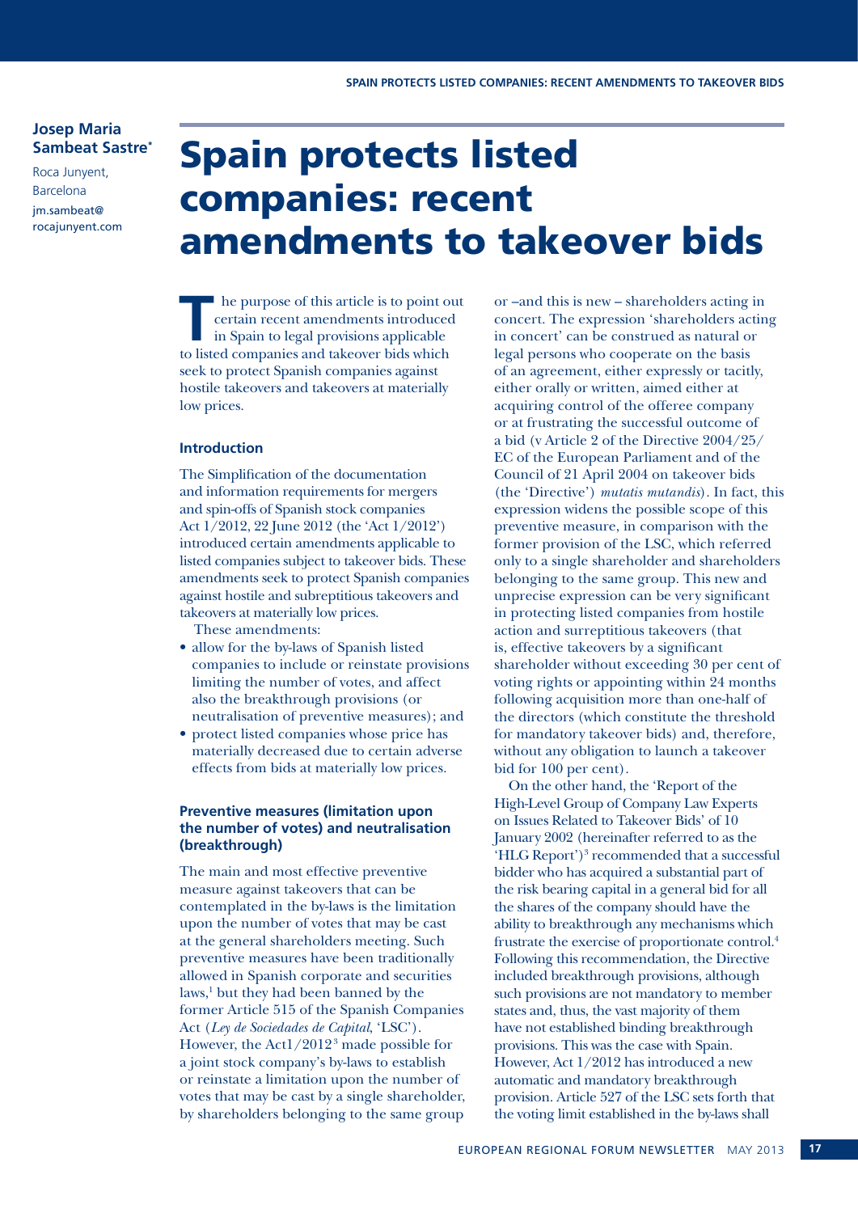**Josep Maria Sambeat Sastre**[*]

Roca Junyent, Barcelona

jm.sambeat@rocajunyent.com

# Spain protects listed companies: recent amendments to takeover bids

The purpose of this article is to point out certain recent amendments introduced in Spain to legal provisions applicable to listed companies and takeover bids which seek to protect Spanish companies against hostile takeovers and takeovers at materially low prices.

## Introduction

The Simplification of the documentation and information requirements for mergers and spin-offs of Spanish stock companies Act 1/2012, 22 June 2012 (the 'Act 1/2012') introduced certain amendments applicable to listed companies subject to takeover bids. These amendments seek to protect Spanish companies against hostile and subreptitious takeovers and takeovers at materially low prices.

These amendments:

- allow for the by-laws of Spanish listed companies to include or reinstate provisions limiting the number of votes, and affect also the breakthrough provisions (or neutralisation of preventive measures); and
- protect listed companies whose price has materially decreased due to certain adverse effects from bids at materially low prices.

## Preventive measures (limitation upon the number of votes) and neutralisation (breakthrough)

The main and most effective preventive measure against takeovers that can be contemplated in the by-laws is the limitation upon the number of votes that may be cast at the general shareholders meeting. Such preventive measures have been traditionally allowed in Spanish corporate and securities laws,[1] but they had been banned by the former Article 515 of the Spanish Companies Act (*Ley de Sociedades de Capital*, 'LSC'). However, the Act1/2012[2] made possible for a joint stock company's by-laws to establish or reinstate a limitation upon the number of votes that may be cast by a single shareholder, by shareholders belonging to the same group or –and this is new – shareholders acting in concert. The expression 'shareholders acting in concert' can be construed as natural or legal persons who cooperate on the basis of an agreement, either expressly or tacitly, either orally or written, aimed either at acquiring control of the offeree company or at frustrating the successful outcome of a bid (v Article 2 of the Directive 2004/25/EC of the European Parliament and of the Council of 21 April 2004 on takeover bids (the 'Directive') *mutatis mutandis*). In fact, this expression widens the possible scope of this preventive measure, in comparison with the former provision of the LSC, which referred only to a single shareholder and shareholders belonging to the same group. This new and unprecise expression can be very significant in protecting listed companies from hostile action and surreptitious takeovers (that is, effective takeovers by a significant shareholder without exceeding 30 per cent of voting rights or appointing within 24 months following acquisition more than one-half of the directors (which constitute the threshold for mandatory takeover bids) and, therefore, without any obligation to launch a takeover bid for 100 per cent).

On the other hand, the 'Report of the High-Level Group of Company Law Experts on Issues Related to Takeover Bids' of 10 January 2002 (hereinafter referred to as the 'HLG Report')[3] recommended that a successful bidder who has acquired a substantial part of the risk bearing capital in a general bid for all the shares of the company should have the ability to breakthrough any mechanisms which frustrate the exercise of proportionate control.[4] Following this recommendation, the Directive included breakthrough provisions, although such provisions are not mandatory to member states and, thus, the vast majority of them have not established binding breakthrough provisions. This was the case with Spain. However, Act 1/2012 has introduced a new automatic and mandatory breakthrough provision. Article 527 of the LSC sets forth that the voting limit established in the by-laws shall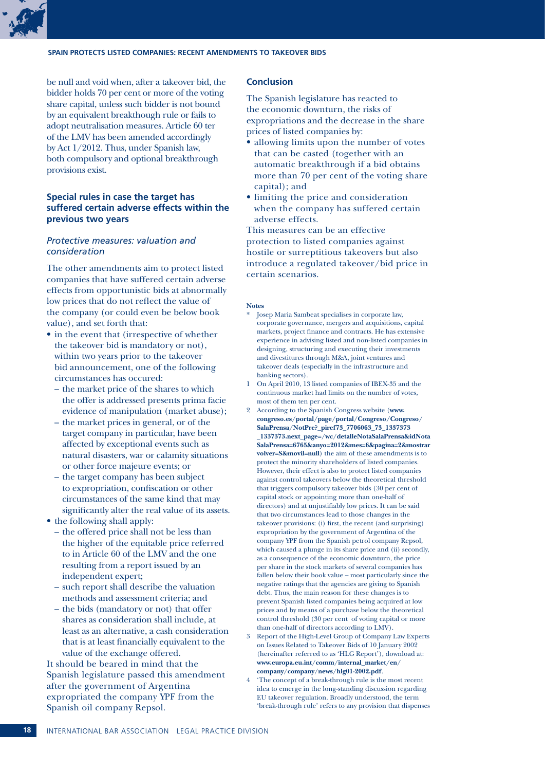be null and void when, after a takeover bid, the bidder holds 70 per cent or more of the voting share capital, unless such bidder is not bound by an equivalent breakthrough rule or fails to adopt neutralisation measures. Article 60 ter of the LMV has been amended accordingly by Act 1/2012. Thus, under Spanish law, both compulsory and optional breakthrough provisions exist.

### Special rules in case the target has suffered certain adverse effects within the previous two years

#### *Protective measures: valuation and consideration*

The other amendments aim to protect listed companies that have suffered certain adverse effects from opportunistic bids at abnormally low prices that do not reflect the value of the company (or could even be below book value), and set forth that:

- in the event that (irrespective of whether the takeover bid is mandatory or not), within two years prior to the takeover bid announcement, one of the following circumstances has occured:
  - the market price of the shares to which the offer is addressed presents prima facie evidence of manipulation (market abuse);
  - the market prices in general, or of the target company in particular, have been affected by exceptional events such as natural disasters, war or calamity situations or other force majeure events; or
  - the target company has been subject to expropriation, confiscation or other circumstances of the same kind that may significantly alter the real value of its assets.
- the following shall apply:
  - the offered price shall not be less than the higher of the equitable price referred to in Article 60 of the LMV and the one resulting from a report issued by an independent expert;
  - such report shall describe the valuation methods and assessment criteria; and
  - the bids (mandatory or not) that offer shares as consideration shall include, at least as an alternative, a cash consideration that is at least financially equivalent to the value of the exchange offered.

It should be beared in mind that the Spanish legislature passed this amendment after the government of Argentina expropriated the company YPF from the Spanish oil company Repsol.

### Conclusion

The Spanish legislature has reacted to the economic downturn, the risks of expropriations and the decrease in the share prices of listed companies by:

- allowing limits upon the number of votes that can be casted (together with an automatic breakthrough if a bid obtains more than 70 per cent of the voting share capital); and
- limiting the price and consideration when the company has suffered certain adverse effects.

This measures can be an effective protection to listed companies against hostile or surreptitious takeovers but also introduce a regulated takeover/bid price in certain scenarios.

**Notes**

\* Josep Maria Sambeat specialises in corporate law, corporate governance, mergers and acquisitions, capital markets, project finance and contracts. He has extensive experience in advising listed and non-listed companies in designing, structuring and executing their investments and divestitures through M&A, joint ventures and takeover deals (especially in the infrastructure and banking sectors).

1 On April 2010, 13 listed companies of IBEX-35 and the continuous market had limits on the number of votes, most of them ten per cent.

2 According to the Spanish Congress website (**www.congreso.es/portal/page/portal/Congreso/Congreso/SalaPrensa/NotPre?_piref73_7706063_73_1337373_1337373.next_page=/wc/detalleNotaSalaPrensa&idNotaSalaPrensa=6765&anyo=2012&mes=6&pagina=2&mostrarvolver=S&movil=null**) the aim of these amendments is to protect the minority shareholders of listed companies. However, their effect is also to protect listed companies against control takeovers below the theoretical threshold that triggers compulsory takeover bids (30 per cent of capital stock or appointing more than one-half of directors) and at unjustifiably low prices. It can be said that two circumstances lead to those changes in the takeover provisions: (i) first, the recent (and surprising) expropriation by the government of Argentina of the company YPF from the Spanish petrol company Repsol, which caused a plunge in its share price and (ii) secondly, as a consequence of the economic downturn, the price per share in the stock markets of several companies has fallen below their book value – most particularly since the negative ratings that the agencies are giving to Spanish debt. Thus, the main reason for these changes is to prevent Spanish listed companies being acquired at low prices and by means of a purchase below the theoretical control threshold (30 per cent of voting capital or more than one-half of directors according to LMV).

3 Report of the High-Level Group of Company Law Experts on Issues Related to Takeover Bids of 10 January 2002 (hereinafter referred to as 'HLG Report'), download at: **www.europa.eu.int/comm/internal_market/en/company/company/news/hlg01-2002.pdf**.

4 'The concept of a break-through rule is the most recent idea to emerge in the long-standing discussion regarding EU takeover regulation. Broadly understood, the term 'break-through rule' refers to any provision that dispenses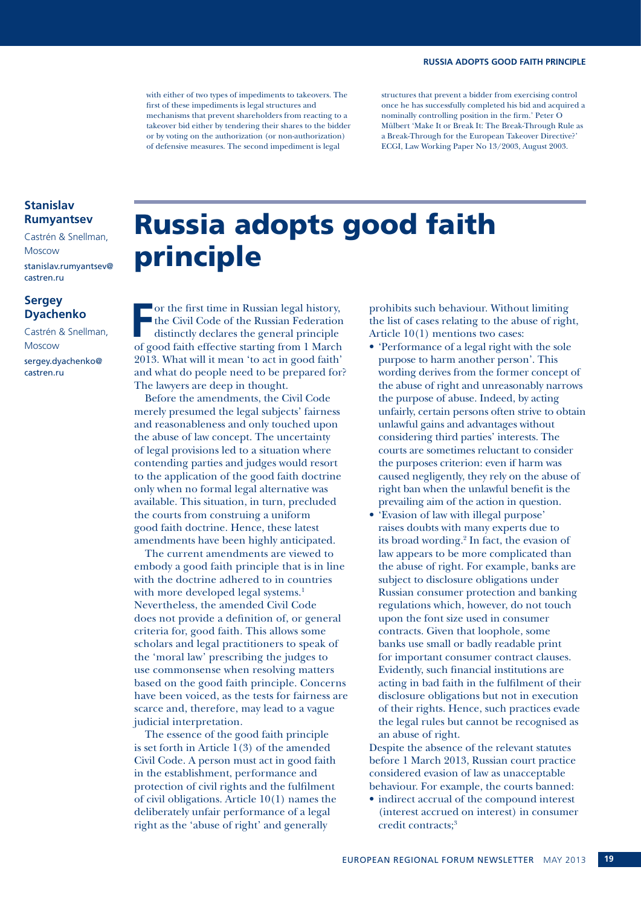with either of two types of impediments to takeovers. The first of these impediments is legal structures and mechanisms that prevent shareholders from reacting to a takeover bid either by tendering their shares to the bidder or by voting on the authorization (or non-authorization) of defensive measures. The second impediment is legal structures that prevent a bidder from exercising control once he has successfully completed his bid and acquired a nominally controlling position in the firm.' Peter O Mülbert 'Make It or Break It: The Break-Through Rule as a Break-Through for the European Takeover Directive?' ECGI, Law Working Paper No 13/2003, August 2003.

**Stanislav Rumyantsev**
Castrén & Snellman, Moscow
stanislav.rumyantsev@castren.ru

**Sergey Dyachenko**
Castrén & Snellman, Moscow
sergey.dyachenko@castren.ru

# Russia adopts good faith principle

For the first time in Russian legal history, the Civil Code of the Russian Federation distinctly declares the general principle of good faith effective starting from 1 March 2013. What will it mean 'to act in good faith' and what do people need to be prepared for? The lawyers are deep in thought.

Before the amendments, the Civil Code merely presumed the legal subjects' fairness and reasonableness and only touched upon the abuse of law concept. The uncertainty of legal provisions led to a situation where contending parties and judges would resort to the application of the good faith doctrine only when no formal legal alternative was available. This situation, in turn, precluded the courts from construing a uniform good faith doctrine. Hence, these latest amendments have been highly anticipated.

The current amendments are viewed to embody a good faith principle that is in line with the doctrine adhered to in countries with more developed legal systems.[1] Nevertheless, the amended Civil Code does not provide a definition of, or general criteria for, good faith. This allows some scholars and legal practitioners to speak of the 'moral law' prescribing the judges to use commonsense when resolving matters based on the good faith principle. Concerns have been voiced, as the tests for fairness are scarce and, therefore, may lead to a vague judicial interpretation.

The essence of the good faith principle is set forth in Article 1(3) of the amended Civil Code. A person must act in good faith in the establishment, performance and protection of civil rights and the fulfilment of civil obligations. Article 10(1) names the deliberately unfair performance of a legal right as the 'abuse of right' and generally prohibits such behaviour. Without limiting the list of cases relating to the abuse of right, Article 10(1) mentions two cases:

- 'Performance of a legal right with the sole purpose to harm another person'. This wording derives from the former concept of the abuse of right and unreasonably narrows the purpose of abuse. Indeed, by acting unfairly, certain persons often strive to obtain unlawful gains and advantages without considering third parties' interests. The courts are sometimes reluctant to consider the purposes criterion: even if harm was caused negligently, they rely on the abuse of right ban when the unlawful benefit is the prevailing aim of the action in question.
- 'Evasion of law with illegal purpose' raises doubts with many experts due to its broad wording.[2] In fact, the evasion of law appears to be more complicated than the abuse of right. For example, banks are subject to disclosure obligations under Russian consumer protection and banking regulations which, however, do not touch upon the font size used in consumer contracts. Given that loophole, some banks use small or badly readable print for important consumer contract clauses. Evidently, such financial institutions are acting in bad faith in the fulfilment of their disclosure obligations but not in execution of their rights. Hence, such practices evade the legal rules but cannot be recognised as an abuse of right.

Despite the absence of the relevant statutes before 1 March 2013, Russian court practice considered evasion of law as unacceptable behaviour. For example, the courts banned:

- indirect accrual of the compound interest (interest accrued on interest) in consumer credit contracts;[3]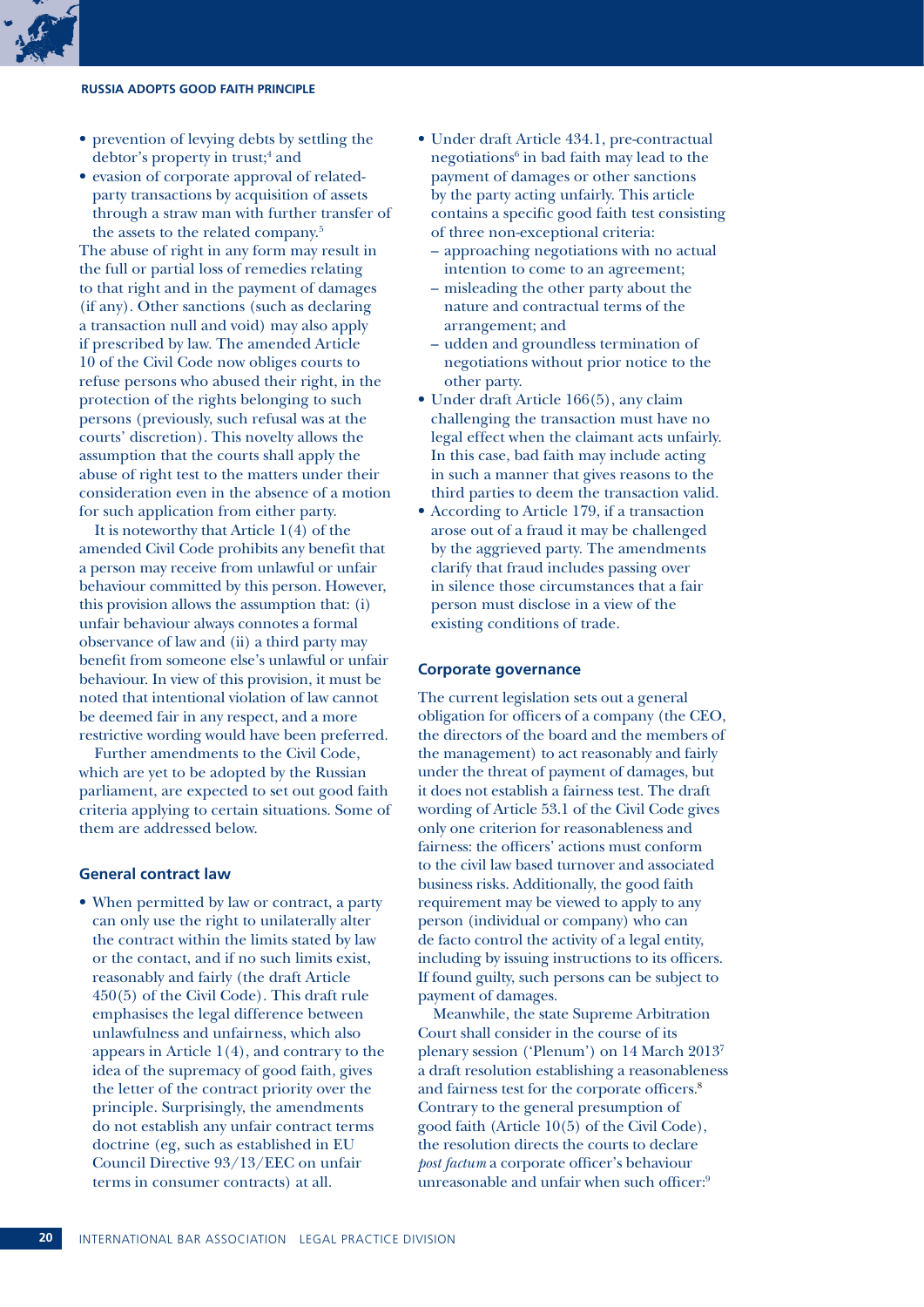- prevention of levying debts by settling the debtor's property in trust;[4] and
- evasion of corporate approval of related-party transactions by acquisition of assets through a straw man with further transfer of the assets to the related company.[5]

The abuse of right in any form may result in the full or partial loss of remedies relating to that right and in the payment of damages (if any). Other sanctions (such as declaring a transaction null and void) may also apply if prescribed by law. The amended Article 10 of the Civil Code now obliges courts to refuse persons who abused their right, in the protection of the rights belonging to such persons (previously, such refusal was at the courts' discretion). This novelty allows the assumption that the courts shall apply the abuse of right test to the matters under their consideration even in the absence of a motion for such application from either party.

It is noteworthy that Article 1(4) of the amended Civil Code prohibits any benefit that a person may receive from unlawful or unfair behaviour committed by this person. However, this provision allows the assumption that: (i) unfair behaviour always connotes a formal observance of law and (ii) a third party may benefit from someone else's unlawful or unfair behaviour. In view of this provision, it must be noted that intentional violation of law cannot be deemed fair in any respect, and a more restrictive wording would have been preferred.

Further amendments to the Civil Code, which are yet to be adopted by the Russian parliament, are expected to set out good faith criteria applying to certain situations. Some of them are addressed below.

### General contract law

- When permitted by law or contract, a party can only use the right to unilaterally alter the contract within the limits stated by law or the contact, and if no such limits exist, reasonably and fairly (the draft Article 450(5) of the Civil Code). This draft rule emphasises the legal difference between unlawfulness and unfairness, which also appears in Article 1(4), and contrary to the idea of the supremacy of good faith, gives the letter of the contract priority over the principle. Surprisingly, the amendments do not establish any unfair contract terms doctrine (eg, such as established in EU Council Directive 93/13/EEC on unfair terms in consumer contracts) at all.
- Under draft Article 434.1, pre-contractual negotiations[6] in bad faith may lead to the payment of damages or other sanctions by the party acting unfairly. This article contains a specific good faith test consisting of three non-exceptional criteria:
  - approaching negotiations with no actual intention to come to an agreement;
  - misleading the other party about the nature and contractual terms of the arrangement; and
  - udden and groundless termination of negotiations without prior notice to the other party.
- Under draft Article 166(5), any claim challenging the transaction must have no legal effect when the claimant acts unfairly. In this case, bad faith may include acting in such a manner that gives reasons to the third parties to deem the transaction valid.
- According to Article 179, if a transaction arose out of a fraud it may be challenged by the aggrieved party. The amendments clarify that fraud includes passing over in silence those circumstances that a fair person must disclose in a view of the existing conditions of trade.

### Corporate governance

The current legislation sets out a general obligation for officers of a company (the CEO, the directors of the board and the members of the management) to act reasonably and fairly under the threat of payment of damages, but it does not establish a fairness test. The draft wording of Article 53.1 of the Civil Code gives only one criterion for reasonableness and fairness: the officers' actions must conform to the civil law based turnover and associated business risks. Additionally, the good faith requirement may be viewed to apply to any person (individual or company) who can de facto control the activity of a legal entity, including by issuing instructions to its officers. If found guilty, such persons can be subject to payment of damages.

Meanwhile, the state Supreme Arbitration Court shall consider in the course of its plenary session ('Plenum') on 14 March 2013[7] a draft resolution establishing a reasonableness and fairness test for the corporate officers.[8] Contrary to the general presumption of good faith (Article 10(5) of the Civil Code), the resolution directs the courts to declare *post factum* a corporate officer's behaviour unreasonable and unfair when such officer:[9]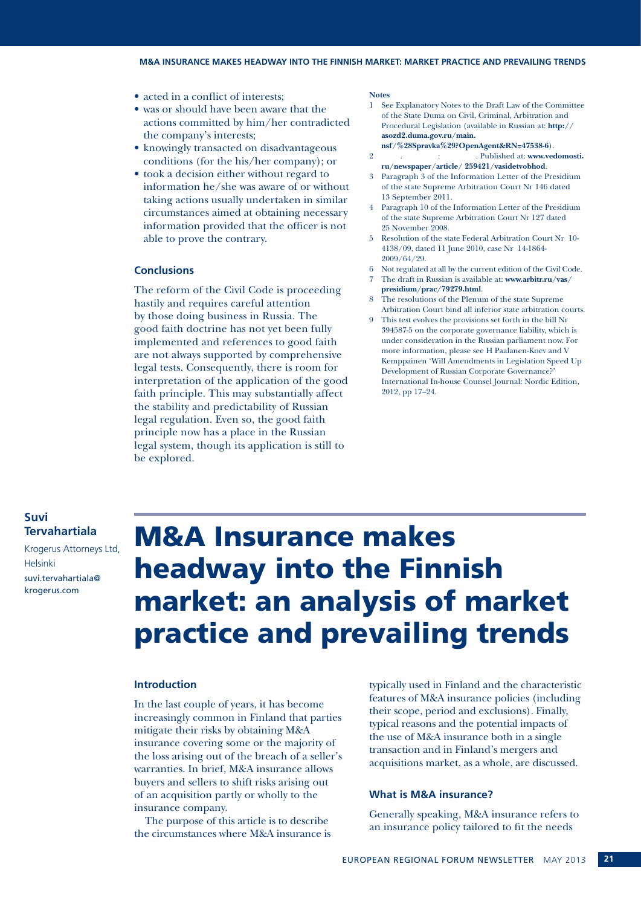- acted in a conflict of interests;
- was or should have been aware that the actions committed by him/her contradicted the company's interests;
- knowingly transacted on disadvantageous conditions (for the his/her company); or
- took a decision either without regard to information he/she was aware of or without taking actions usually undertaken in similar circumstances aimed at obtaining necessary information provided that the officer is not able to prove the contrary.

### Conclusions

The reform of the Civil Code is proceeding hastily and requires careful attention by those doing business in Russia. The good faith doctrine has not yet been fully implemented and references to good faith are not always supported by comprehensive legal tests. Consequently, there is room for interpretation of the application of the good faith principle. This may substantially affect the stability and predictability of Russian legal regulation. Even so, the good faith principle now has a place in the Russian legal system, though its application is still to be explored.

**Notes**

1. See Explanatory Notes to the Draft Law of the Committee of the State Duma on Civil, Criminal, Arbitration and Procedural Legislation (available in Russian at: **http://asozd2.duma.gov.ru/main.nsf/%28Spravka%29?OpenAgent&RN=47538-6**).
2. . : . Published at: **www.vedomosti.ru/newspaper/article/ 259421/vasidetvobhod**.
3. Paragraph 3 of the Information Letter of the Presidium of the state Supreme Arbitration Court Nr 146 dated 13 September 2011.
4. Paragraph 10 of the Information Letter of the Presidium of the state Supreme Arbitration Court Nr 127 dated 25 November 2008.
5. Resolution of the state Federal Arbitration Court Nr 10-4138/09, dated 11 June 2010, case Nr 14-1864-2009/64/29.
6. Not regulated at all by the current edition of the Civil Code.
7. The draft in Russian is available at: **www.arbitr.ru/vas/presidium/prac/79279.html**.
8. The resolutions of the Plenum of the state Supreme Arbitration Court bind all inferior state arbitration courts.
9. This test evolves the provisions set forth in the bill Nr 394587-5 on the corporate governance liability, which is under consideration in the Russian parliament now. For more information, please see H Paalanen-Koev and V Kemppainen 'Will Amendments in Legislation Speed Up Development of Russian Corporate Governance?' International In-house Counsel Journal: Nordic Edition, 2012, pp 17–24.

**Suvi Tervahartiala**

Krogerus Attorneys Ltd, Helsinki

suvi.tervahartiala@krogerus.com

# M&A Insurance makes headway into the Finnish market: an analysis of market practice and prevailing trends

### Introduction

In the last couple of years, it has become increasingly common in Finland that parties mitigate their risks by obtaining M&A insurance covering some or the majority of the loss arising out of the breach of a seller's warranties. In brief, M&A insurance allows buyers and sellers to shift risks arising out of an acquisition partly or wholly to the insurance company.

The purpose of this article is to describe the circumstances where M&A insurance is typically used in Finland and the characteristic features of M&A insurance policies (including their scope, period and exclusions). Finally, typical reasons and the potential impacts of the use of M&A insurance both in a single transaction and in Finland's mergers and acquisitions market, as a whole, are discussed.

### What is M&A insurance?

Generally speaking, M&A insurance refers to an insurance policy tailored to fit the needs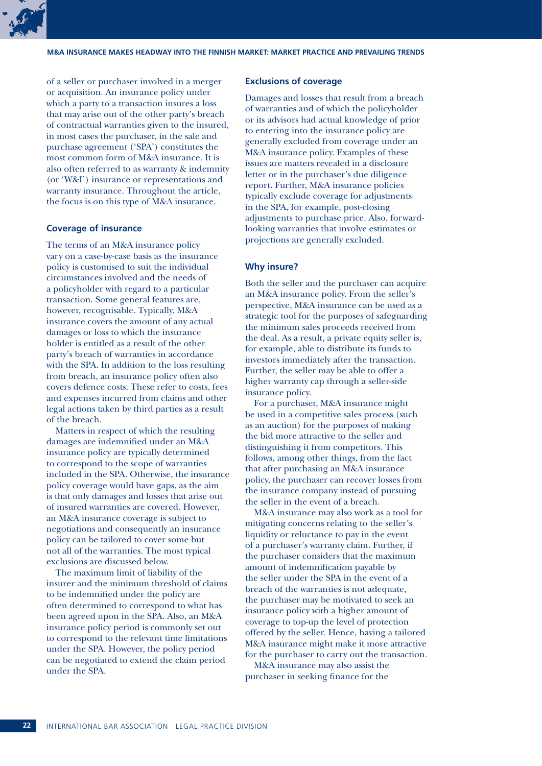of a seller or purchaser involved in a merger or acquisition. An insurance policy under which a party to a transaction insures a loss that may arise out of the other party's breach of contractual warranties given to the insured, in most cases the purchaser, in the sale and purchase agreement ('SPA') constitutes the most common form of M&A insurance. It is also often referred to as warranty & indemnity (or 'W&I') insurance or representations and warranty insurance. Throughout the article, the focus is on this type of M&A insurance.

### Coverage of insurance

The terms of an M&A insurance policy vary on a case-by-case basis as the insurance policy is customised to suit the individual circumstances involved and the needs of a policyholder with regard to a particular transaction. Some general features are, however, recognisable. Typically, M&A insurance covers the amount of any actual damages or loss to which the insurance holder is entitled as a result of the other party's breach of warranties in accordance with the SPA. In addition to the loss resulting from breach, an insurance policy often also covers defence costs. These refer to costs, fees and expenses incurred from claims and other legal actions taken by third parties as a result of the breach.

Matters in respect of which the resulting damages are indemnified under an M&A insurance policy are typically determined to correspond to the scope of warranties included in the SPA. Otherwise, the insurance policy coverage would have gaps, as the aim is that only damages and losses that arise out of insured warranties are covered. However, an M&A insurance coverage is subject to negotiations and consequently an insurance policy can be tailored to cover some but not all of the warranties. The most typical exclusions are discussed below.

The maximum limit of liability of the insurer and the minimum threshold of claims to be indemnified under the policy are often determined to correspond to what has been agreed upon in the SPA. Also, an M&A insurance policy period is commonly set out to correspond to the relevant time limitations under the SPA. However, the policy period can be negotiated to extend the claim period under the SPA.

### Exclusions of coverage

Damages and losses that result from a breach of warranties and of which the policyholder or its advisors had actual knowledge of prior to entering into the insurance policy are generally excluded from coverage under an M&A insurance policy. Examples of these issues are matters revealed in a disclosure letter or in the purchaser's due diligence report. Further, M&A insurance policies typically exclude coverage for adjustments in the SPA, for example, post-closing adjustments to purchase price. Also, forward-looking warranties that involve estimates or projections are generally excluded.

### Why insure?

Both the seller and the purchaser can acquire an M&A insurance policy. From the seller's perspective, M&A insurance can be used as a strategic tool for the purposes of safeguarding the minimum sales proceeds received from the deal. As a result, a private equity seller is, for example, able to distribute its funds to investors immediately after the transaction. Further, the seller may be able to offer a higher warranty cap through a seller-side insurance policy.

For a purchaser, M&A insurance might be used in a competitive sales process (such as an auction) for the purposes of making the bid more attractive to the seller and distinguishing it from competitors. This follows, among other things, from the fact that after purchasing an M&A insurance policy, the purchaser can recover losses from the insurance company instead of pursuing the seller in the event of a breach.

M&A insurance may also work as a tool for mitigating concerns relating to the seller's liquidity or reluctance to pay in the event of a purchaser's warranty claim. Further, if the purchaser considers that the maximum amount of indemnification payable by the seller under the SPA in the event of a breach of the warranties is not adequate, the purchaser may be motivated to seek an insurance policy with a higher amount of coverage to top-up the level of protection offered by the seller. Hence, having a tailored M&A insurance might make it more attractive for the purchaser to carry out the transaction.

M&A insurance may also assist the purchaser in seeking finance for the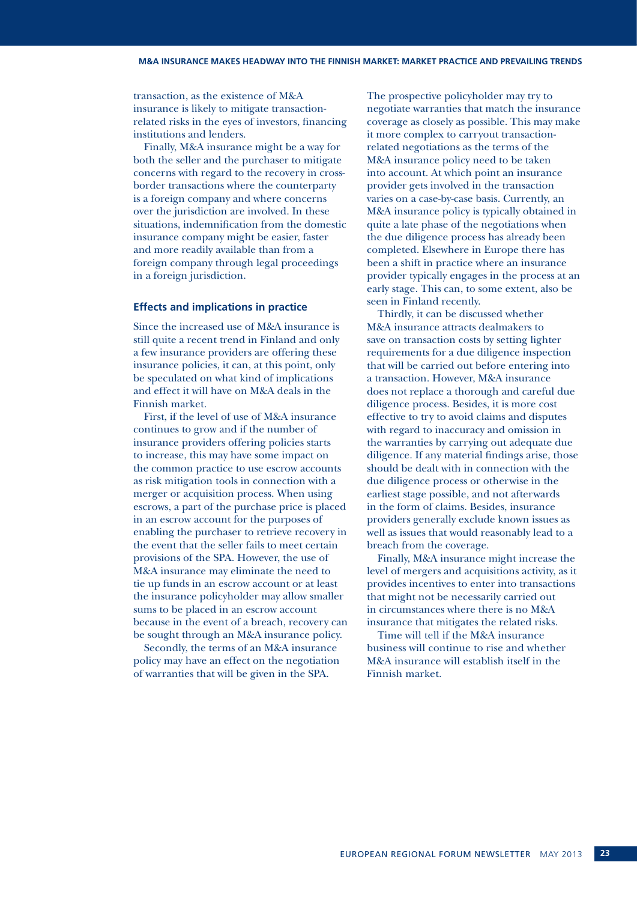transaction, as the existence of M&A insurance is likely to mitigate transaction-related risks in the eyes of investors, financing institutions and lenders.

Finally, M&A insurance might be a way for both the seller and the purchaser to mitigate concerns with regard to the recovery in cross-border transactions where the counterparty is a foreign company and where concerns over the jurisdiction are involved. In these situations, indemnification from the domestic insurance company might be easier, faster and more readily available than from a foreign company through legal proceedings in a foreign jurisdiction.

### Effects and implications in practice

Since the increased use of M&A insurance is still quite a recent trend in Finland and only a few insurance providers are offering these insurance policies, it can, at this point, only be speculated on what kind of implications and effect it will have on M&A deals in the Finnish market.

First, if the level of use of M&A insurance continues to grow and if the number of insurance providers offering policies starts to increase, this may have some impact on the common practice to use escrow accounts as risk mitigation tools in connection with a merger or acquisition process. When using escrows, a part of the purchase price is placed in an escrow account for the purposes of enabling the purchaser to retrieve recovery in the event that the seller fails to meet certain provisions of the SPA. However, the use of M&A insurance may eliminate the need to tie up funds in an escrow account or at least the insurance policyholder may allow smaller sums to be placed in an escrow account because in the event of a breach, recovery can be sought through an M&A insurance policy.

Secondly, the terms of an M&A insurance policy may have an effect on the negotiation of warranties that will be given in the SPA. The prospective policyholder may try to negotiate warranties that match the insurance coverage as closely as possible. This may make it more complex to carryout transaction-related negotiations as the terms of the M&A insurance policy need to be taken into account. At which point an insurance provider gets involved in the transaction varies on a case-by-case basis. Currently, an M&A insurance policy is typically obtained in quite a late phase of the negotiations when the due diligence process has already been completed. Elsewhere in Europe there has been a shift in practice where an insurance provider typically engages in the process at an early stage. This can, to some extent, also be seen in Finland recently.

Thirdly, it can be discussed whether M&A insurance attracts dealmakers to save on transaction costs by setting lighter requirements for a due diligence inspection that will be carried out before entering into a transaction. However, M&A insurance does not replace a thorough and careful due diligence process. Besides, it is more cost effective to try to avoid claims and disputes with regard to inaccuracy and omission in the warranties by carrying out adequate due diligence. If any material findings arise, those should be dealt with in connection with the due diligence process or otherwise in the earliest stage possible, and not afterwards in the form of claims. Besides, insurance providers generally exclude known issues as well as issues that would reasonably lead to a breach from the coverage.

Finally, M&A insurance might increase the level of mergers and acquisitions activity, as it provides incentives to enter into transactions that might not be necessarily carried out in circumstances where there is no M&A insurance that mitigates the related risks.

Time will tell if the M&A insurance business will continue to rise and whether M&A insurance will establish itself in the Finnish market.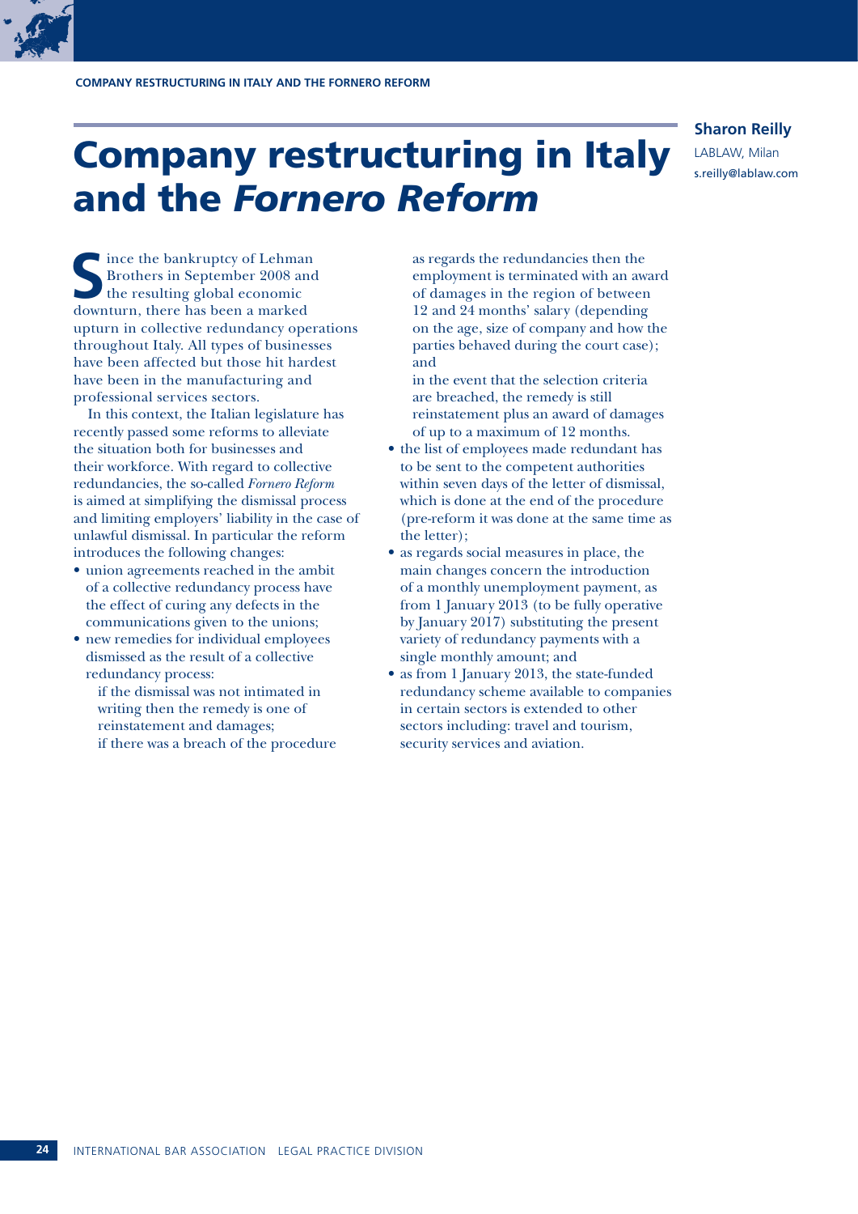# Company restructuring in Italy and the *Fornero Reform*

**Sharon Reilly**
LABLAW, Milan
s.reilly@lablaw.com

Since the bankruptcy of Lehman Brothers in September 2008 and the resulting global economic downturn, there has been a marked upturn in collective redundancy operations throughout Italy. All types of businesses have been affected but those hit hardest have been in the manufacturing and professional services sectors.

In this context, the Italian legislature has recently passed some reforms to alleviate the situation both for businesses and their workforce. With regard to collective redundancies, the so-called *Fornero Reform* is aimed at simplifying the dismissal process and limiting employers' liability in the case of unlawful dismissal. In particular the reform introduces the following changes:

- union agreements reached in the ambit of a collective redundancy process have the effect of curing any defects in the communications given to the unions;
- new remedies for individual employees dismissed as the result of a collective redundancy process:

  if the dismissal was not intimated in writing then the remedy is one of reinstatement and damages;

  if there was a breach of the procedure as regards the redundancies then the employment is terminated with an award of damages in the region of between 12 and 24 months' salary (depending on the age, size of company and how the parties behaved during the court case); and

  in the event that the selection criteria are breached, the remedy is still reinstatement plus an award of damages of up to a maximum of 12 months.
- the list of employees made redundant has to be sent to the competent authorities within seven days of the letter of dismissal, which is done at the end of the procedure (pre-reform it was done at the same time as the letter);
- as regards social measures in place, the main changes concern the introduction of a monthly unemployment payment, as from 1 January 2013 (to be fully operative by January 2017) substituting the present variety of redundancy payments with a single monthly amount; and
- as from 1 January 2013, the state-funded redundancy scheme available to companies in certain sectors is extended to other sectors including: travel and tourism, security services and aviation.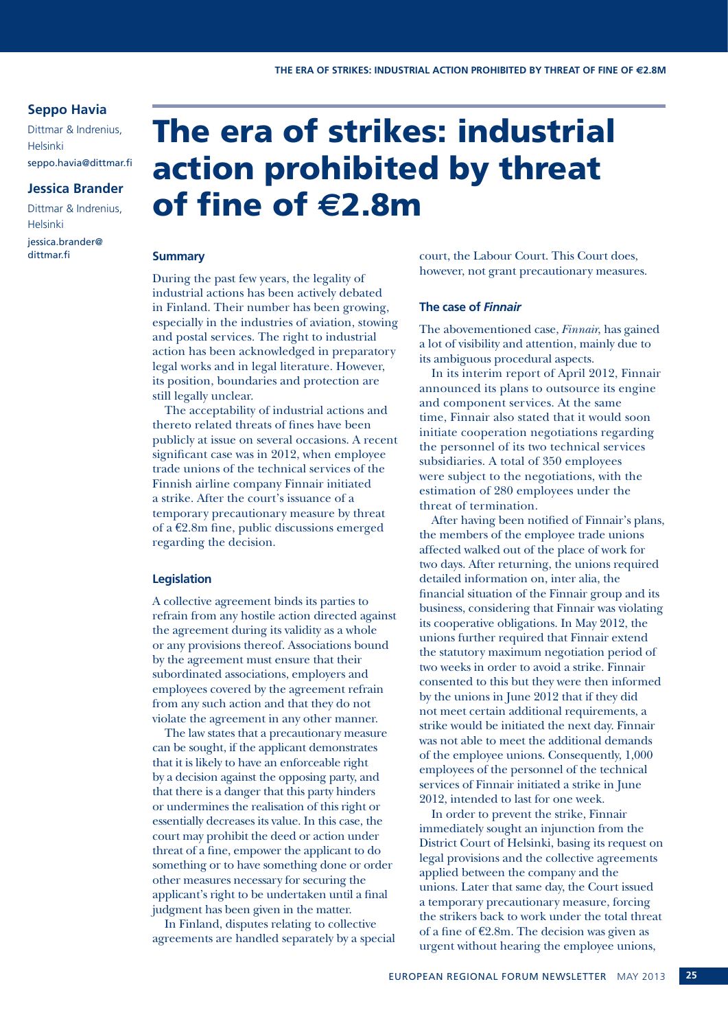**Seppo Havia**

Dittmar & Indrenius, Helsinki

seppo.havia@dittmar.fi

**Jessica Brander**

Dittmar & Indrenius, Helsinki

jessica.brander@dittmar.fi

# The era of strikes: industrial action prohibited by threat of fine of €2.8m

### Summary

During the past few years, the legality of industrial actions has been actively debated in Finland. Their number has been growing, especially in the industries of aviation, stowing and postal services. The right to industrial action has been acknowledged in preparatory legal works and in legal literature. However, its position, boundaries and protection are still legally unclear.

The acceptability of industrial actions and thereto related threats of fines have been publicly at issue on several occasions. A recent significant case was in 2012, when employee trade unions of the technical services of the Finnish airline company Finnair initiated a strike. After the court's issuance of a temporary precautionary measure by threat of a €2.8m fine, public discussions emerged regarding the decision.

### Legislation

A collective agreement binds its parties to refrain from any hostile action directed against the agreement during its validity as a whole or any provisions thereof. Associations bound by the agreement must ensure that their subordinated associations, employers and employees covered by the agreement refrain from any such action and that they do not violate the agreement in any other manner.

The law states that a precautionary measure can be sought, if the applicant demonstrates that it is likely to have an enforceable right by a decision against the opposing party, and that there is a danger that this party hinders or undermines the realisation of this right or essentially decreases its value. In this case, the court may prohibit the deed or action under threat of a fine, empower the applicant to do something or to have something done or order other measures necessary for securing the applicant's right to be undertaken until a final judgment has been given in the matter.

In Finland, disputes relating to collective agreements are handled separately by a special court, the Labour Court. This Court does, however, not grant precautionary measures.

### The case of *Finnair*

The abovementioned case, *Finnair*, has gained a lot of visibility and attention, mainly due to its ambiguous procedural aspects.

In its interim report of April 2012, Finnair announced its plans to outsource its engine and component services. At the same time, Finnair also stated that it would soon initiate cooperation negotiations regarding the personnel of its two technical services subsidiaries. A total of 350 employees were subject to the negotiations, with the estimation of 280 employees under the threat of termination.

After having been notified of Finnair's plans, the members of the employee trade unions affected walked out of the place of work for two days. After returning, the unions required detailed information on, inter alia, the financial situation of the Finnair group and its business, considering that Finnair was violating its cooperative obligations. In May 2012, the unions further required that Finnair extend the statutory maximum negotiation period of two weeks in order to avoid a strike. Finnair consented to this but they were then informed by the unions in June 2012 that if they did not meet certain additional requirements, a strike would be initiated the next day. Finnair was not able to meet the additional demands of the employee unions. Consequently, 1,000 employees of the personnel of the technical services of Finnair initiated a strike in June 2012, intended to last for one week.

In order to prevent the strike, Finnair immediately sought an injunction from the District Court of Helsinki, basing its request on legal provisions and the collective agreements applied between the company and the unions. Later that same day, the Court issued a temporary precautionary measure, forcing the strikers back to work under the total threat of a fine of €2.8m. The decision was given as urgent without hearing the employee unions,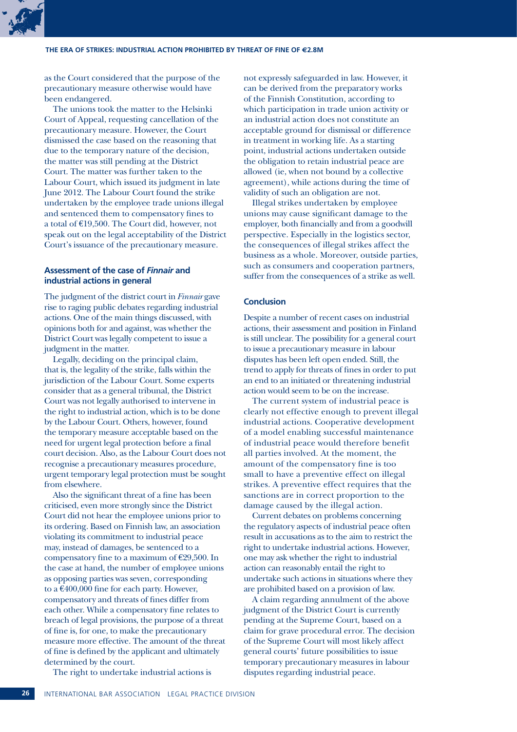as the Court considered that the purpose of the precautionary measure otherwise would have been endangered.

The unions took the matter to the Helsinki Court of Appeal, requesting cancellation of the precautionary measure. However, the Court dismissed the case based on the reasoning that due to the temporary nature of the decision, the matter was still pending at the District Court. The matter was further taken to the Labour Court, which issued its judgment in late June 2012. The Labour Court found the strike undertaken by the employee trade unions illegal and sentenced them to compensatory fines to a total of €19,500. The Court did, however, not speak out on the legal acceptability of the District Court's issuance of the precautionary measure.

### Assessment of the case of *Finnair* and industrial actions in general

The judgment of the district court in *Finnair* gave rise to raging public debates regarding industrial actions. One of the main things discussed, with opinions both for and against, was whether the District Court was legally competent to issue a judgment in the matter.

Legally, deciding on the principal claim, that is, the legality of the strike, falls within the jurisdiction of the Labour Court. Some experts consider that as a general tribunal, the District Court was not legally authorised to intervene in the right to industrial action, which is to be done by the Labour Court. Others, however, found the temporary measure acceptable based on the need for urgent legal protection before a final court decision. Also, as the Labour Court does not recognise a precautionary measures procedure, urgent temporary legal protection must be sought from elsewhere.

Also the significant threat of a fine has been criticised, even more strongly since the District Court did not hear the employee unions prior to its ordering. Based on Finnish law, an association violating its commitment to industrial peace may, instead of damages, be sentenced to a compensatory fine to a maximum of €29,500. In the case at hand, the number of employee unions as opposing parties was seven, corresponding to a €400,000 fine for each party. However, compensatory and threats of fines differ from each other. While a compensatory fine relates to breach of legal provisions, the purpose of a threat of fine is, for one, to make the precautionary measure more effective. The amount of the threat of fine is defined by the applicant and ultimately determined by the court.

The right to undertake industrial actions is not expressly safeguarded in law. However, it can be derived from the preparatory works of the Finnish Constitution, according to which participation in trade union activity or an industrial action does not constitute an acceptable ground for dismissal or difference in treatment in working life. As a starting point, industrial actions undertaken outside the obligation to retain industrial peace are allowed (ie, when not bound by a collective agreement), while actions during the time of validity of such an obligation are not.

Illegal strikes undertaken by employee unions may cause significant damage to the employer, both financially and from a goodwill perspective. Especially in the logistics sector, the consequences of illegal strikes affect the business as a whole. Moreover, outside parties, such as consumers and cooperation partners, suffer from the consequences of a strike as well.

### Conclusion

Despite a number of recent cases on industrial actions, their assessment and position in Finland is still unclear. The possibility for a general court to issue a precautionary measure in labour disputes has been left open ended. Still, the trend to apply for threats of fines in order to put an end to an initiated or threatening industrial action would seem to be on the increase.

The current system of industrial peace is clearly not effective enough to prevent illegal industrial actions. Cooperative development of a model enabling successful maintenance of industrial peace would therefore benefit all parties involved. At the moment, the amount of the compensatory fine is too small to have a preventive effect on illegal strikes. A preventive effect requires that the sanctions are in correct proportion to the damage caused by the illegal action.

Current debates on problems concerning the regulatory aspects of industrial peace often result in accusations as to the aim to restrict the right to undertake industrial actions. However, one may ask whether the right to industrial action can reasonably entail the right to undertake such actions in situations where they are prohibited based on a provision of law.

A claim regarding annulment of the above judgment of the District Court is currently pending at the Supreme Court, based on a claim for grave procedural error. The decision of the Supreme Court will most likely affect general courts' future possibilities to issue temporary precautionary measures in labour disputes regarding industrial peace.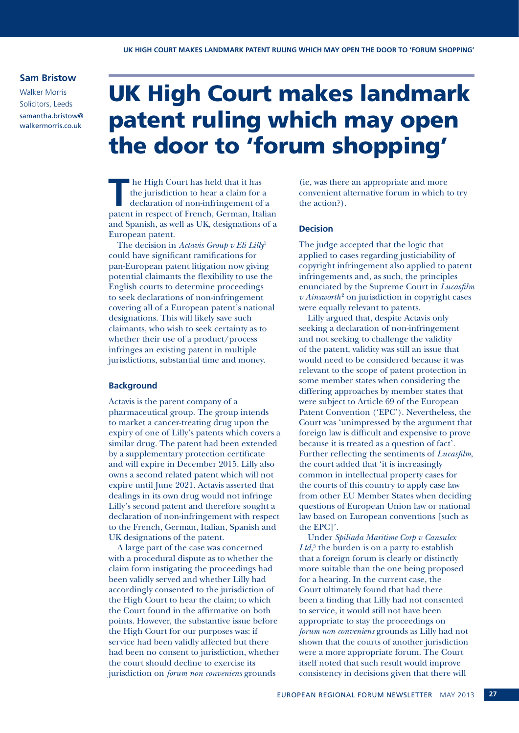**Sam Bristow**

Walker Morris Solicitors, Leeds
samantha.bristow@walkermorris.co.uk

# UK High Court makes landmark patent ruling which may open the door to 'forum shopping'

The High Court has held that it has the jurisdiction to hear a claim for a declaration of non-infringement of a patent in respect of French, German, Italian and Spanish, as well as UK, designations of a European patent.

The decision in *Actavis Group v Eli Lilly*[1] could have significant ramifications for pan-European patent litigation now giving potential claimants the flexibility to use the English courts to determine proceedings to seek declarations of non-infringement covering all of a European patent's national designations. This will likely save such claimants, who wish to seek certainty as to whether their use of a product/process infringes an existing patent in multiple jurisdictions, substantial time and money.

### Background

Actavis is the parent company of a pharmaceutical group. The group intends to market a cancer-treating drug upon the expiry of one of Lilly's patents which covers a similar drug. The patent had been extended by a supplementary protection certificate and will expire in December 2015. Lilly also owns a second related patent which will not expire until June 2021. Actavis asserted that dealings in its own drug would not infringe Lilly's second patent and therefore sought a declaration of non-infringement with respect to the French, German, Italian, Spanish and UK designations of the patent.

A large part of the case was concerned with a procedural dispute as to whether the claim form instigating the proceedings had been validly served and whether Lilly had accordingly consented to the jurisdiction of the High Court to hear the claim; to which the Court found in the affirmative on both points. However, the substantive issue before the High Court for our purposes was: if service had been validly affected but there had been no consent to jurisdiction, whether the court should decline to exercise its jurisdiction on *forum non conveniens* grounds (ie, was there an appropriate and more convenient alternative forum in which to try the action?).

### Decision

The judge accepted that the logic that applied to cases regarding justiciability of copyright infringement also applied to patent infringements and, as such, the principles enunciated by the Supreme Court in *Lucasfilm v Ainsworth*[2] on jurisdiction in copyright cases were equally relevant to patents.

Lilly argued that, despite Actavis only seeking a declaration of non-infringement and not seeking to challenge the validity of the patent, validity was still an issue that would need to be considered because it was relevant to the scope of patent protection in some member states when considering the differing approaches by member states that were subject to Article 69 of the European Patent Convention ('EPC'). Nevertheless, the Court was 'unimpressed by the argument that foreign law is difficult and expensive to prove because it is treated as a question of fact'. Further reflecting the sentiments of *Lucasfilm*, the court added that 'it is increasingly common in intellectual property cases for the courts of this country to apply case law from other EU Member States when deciding questions of European Union law or national law based on European conventions [such as the EPC]'.

Under *Spiliada Maritime Corp v Cansulex Ltd*,[3] the burden is on a party to establish that a foreign forum is clearly or distinctly more suitable than the one being proposed for a hearing. In the current case, the Court ultimately found that had there been a finding that Lilly had not consented to service, it would still not have been appropriate to stay the proceedings on *forum non conveniens* grounds as Lilly had not shown that the courts of another jurisdiction were a more appropriate forum. The Court itself noted that such result would improve consistency in decisions given that there will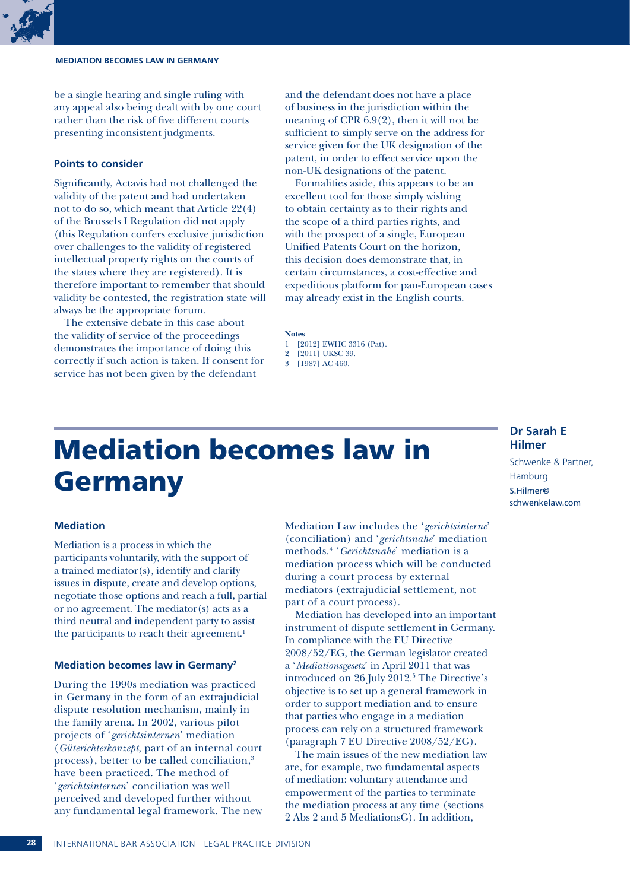be a single hearing and single ruling with any appeal also being dealt with by one court rather than the risk of five different courts presenting inconsistent judgments.

### Points to consider

Significantly, Actavis had not challenged the validity of the patent and had undertaken not to do so, which meant that Article 22(4) of the Brussels I Regulation did not apply (this Regulation confers exclusive jurisdiction over challenges to the validity of registered intellectual property rights on the courts of the states where they are registered). It is therefore important to remember that should validity be contested, the registration state will always be the appropriate forum.

The extensive debate in this case about the validity of service of the proceedings demonstrates the importance of doing this correctly if such action is taken. If consent for service has not been given by the defendant and the defendant does not have a place of business in the jurisdiction within the meaning of CPR 6.9(2), then it will not be sufficient to simply serve on the address for service given for the UK designation of the patent, in order to effect service upon the non-UK designations of the patent.

Formalities aside, this appears to be an excellent tool for those simply wishing to obtain certainty as to their rights and the scope of a third parties rights, and with the prospect of a single, European Unified Patents Court on the horizon, this decision does demonstrate that, in certain circumstances, a cost-effective and expeditious platform for pan-European cases may already exist in the English courts.

**Notes**

1 [2012] EWHC 3316 (Pat).
2 [2011] UKSC 39.
3 [1987] AC 460.

# Mediation becomes law in Germany

**Dr Sarah E Hilmer**
Schwenke & Partner, Hamburg
S.Hilmer@schwenkelaw.com

### Mediation

Mediation is a process in which the participants voluntarily, with the support of a trained mediator(s), identify and clarify issues in dispute, create and develop options, negotiate those options and reach a full, partial or no agreement. The mediator(s) acts as a third neutral and independent party to assist the participants to reach their agreement.[1]

### Mediation becomes law in Germany[2]

During the 1990s mediation was practiced in Germany in the form of an extrajudicial dispute resolution mechanism, mainly in the family arena. In 2002, various pilot projects of '*gerichtsinternen*' mediation (*Güterichterkonzept*, part of an internal court process), better to be called conciliation,[3] have been practiced. The method of '*gerichtsinternen*' conciliation was well perceived and developed further without any fundamental legal framework. The new Mediation Law includes the '*gerichtsinterne*' (conciliation) and '*gerichtsnahe*' mediation methods.[4] '*Gerichtsnahe*' mediation is a mediation process which will be conducted during a court process by external mediators (extrajudicial settlement, not part of a court process).

Mediation has developed into an important instrument of dispute settlement in Germany. In compliance with the EU Directive 2008/52/EG, the German legislator created a '*Mediationsgesetz*' in April 2011 that was introduced on 26 July 2012.[5] The Directive's objective is to set up a general framework in order to support mediation and to ensure that parties who engage in a mediation process can rely on a structured framework (paragraph 7 EU Directive 2008/52/EG).

The main issues of the new mediation law are, for example, two fundamental aspects of mediation: voluntary attendance and empowerment of the parties to terminate the mediation process at any time (sections 2 Abs 2 and 5 MediationsG). In addition,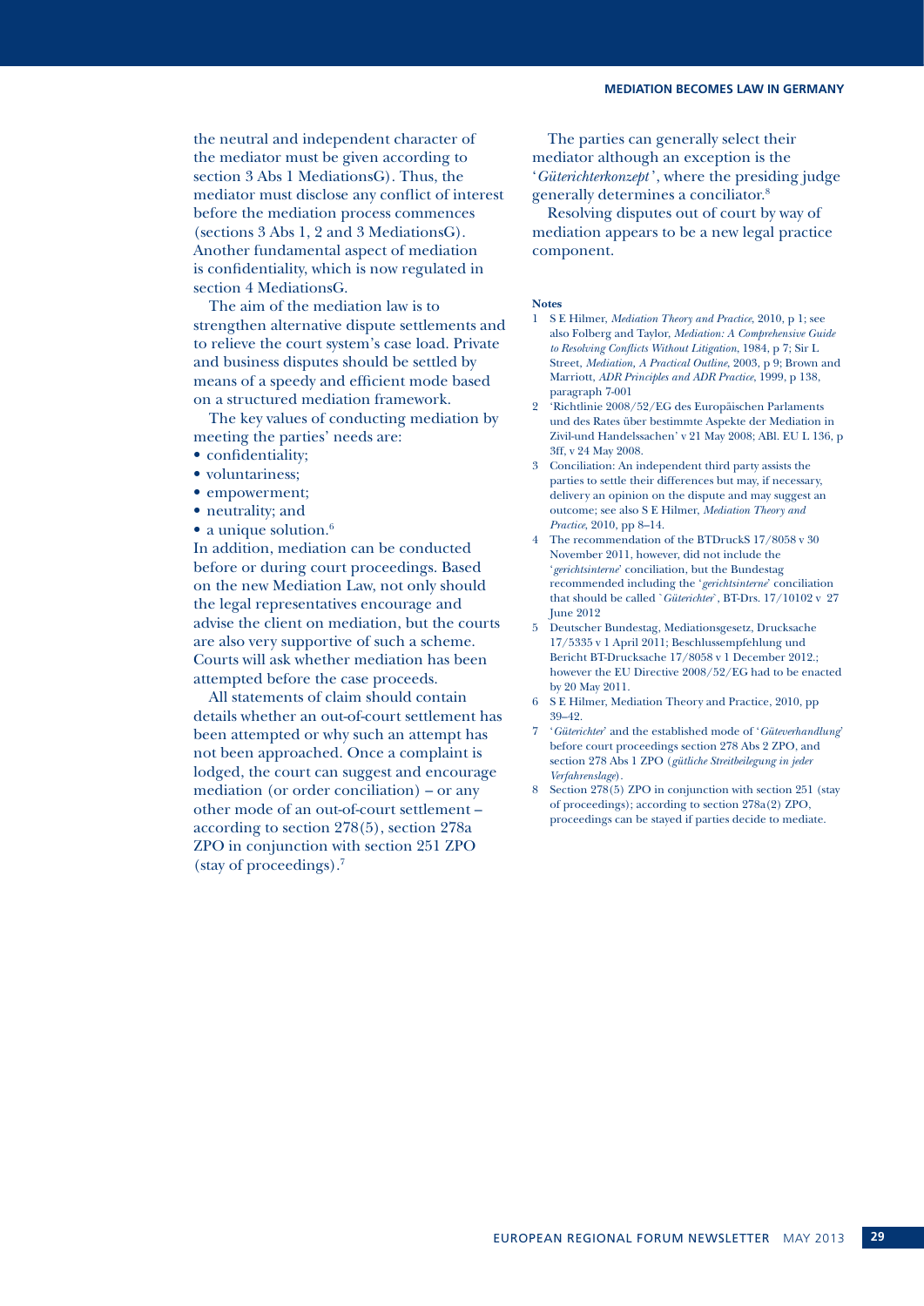the neutral and independent character of the mediator must be given according to section 3 Abs 1 MediationsG). Thus, the mediator must disclose any conflict of interest before the mediation process commences (sections 3 Abs 1, 2 and 3 MediationsG). Another fundamental aspect of mediation is confidentiality, which is now regulated in section 4 MediationsG.

The aim of the mediation law is to strengthen alternative dispute settlements and to relieve the court system's case load. Private and business disputes should be settled by means of a speedy and efficient mode based on a structured mediation framework.

The key values of conducting mediation by meeting the parties' needs are:

- confidentiality;
- voluntariness;
- empowerment;
- neutrality; and
- a unique solution.[6]

In addition, mediation can be conducted before or during court proceedings. Based on the new Mediation Law, not only should the legal representatives encourage and advise the client on mediation, but the courts are also very supportive of such a scheme. Courts will ask whether mediation has been attempted before the case proceeds.

All statements of claim should contain details whether an out-of-court settlement has been attempted or why such an attempt has not been approached. Once a complaint is lodged, the court can suggest and encourage mediation (or order conciliation) – or any other mode of an out-of-court settlement – according to section 278(5), section 278a ZPO in conjunction with section 251 ZPO (stay of proceedings).[7]

The parties can generally select their mediator although an exception is the '*Güterichterkonzept*', where the presiding judge generally determines a conciliator.[8]

Resolving disputes out of court by way of mediation appears to be a new legal practice component.

**Notes**

1. S E Hilmer, *Mediation Theory and Practice*, 2010, p 1; see also Folberg and Taylor, *Mediation: A Comprehensive Guide to Resolving Conflicts Without Litigation*, 1984, p 7; Sir L Street, *Mediation, A Practical Outline*, 2003, p 9; Brown and Marriott, *ADR Principles and ADR Practice*, 1999, p 138, paragraph 7-001
2. 'Richtlinie 2008/52/EG des Europäischen Parlaments und des Rates über bestimmte Aspekte der Mediation in Zivil-und Handelssachen' v 21 May 2008; ABl. EU L 136, p 3ff, v 24 May 2008.
3. Conciliation: An independent third party assists the parties to settle their differences but may, if necessary, delivery an opinion on the dispute and may suggest an outcome; see also S E Hilmer, *Mediation Theory and Practice*, 2010, pp 8–14.
4. The recommendation of the BTDruckS 17/8058 v 30 November 2011, however, did not include the '*gerichtsinterne*' conciliation, but the Bundestag recommended including the '*gerichtsinterne*' conciliation that should be called `*Güterichter*`, BT-Drs. 17/10102 v 27 June 2012
5. Deutscher Bundestag, Mediationsgesetz, Drucksache 17/5335 v 1 April 2011; Beschlussempfehlung und Bericht BT-Drucksache 17/8058 v 1 December 2012.; however the EU Directive 2008/52/EG had to be enacted by 20 May 2011.
6. S E Hilmer, Mediation Theory and Practice, 2010, pp 39–42.
7. '*Güterichter*' and the established mode of '*Güteverhandlung*' before court proceedings section 278 Abs 2 ZPO, and section 278 Abs 1 ZPO (*gütliche Streitbeilegung in jeder Verfahrenslage*).
8. Section 278(5) ZPO in conjunction with section 251 (stay of proceedings); according to section 278a(2) ZPO, proceedings can be stayed if parties decide to mediate.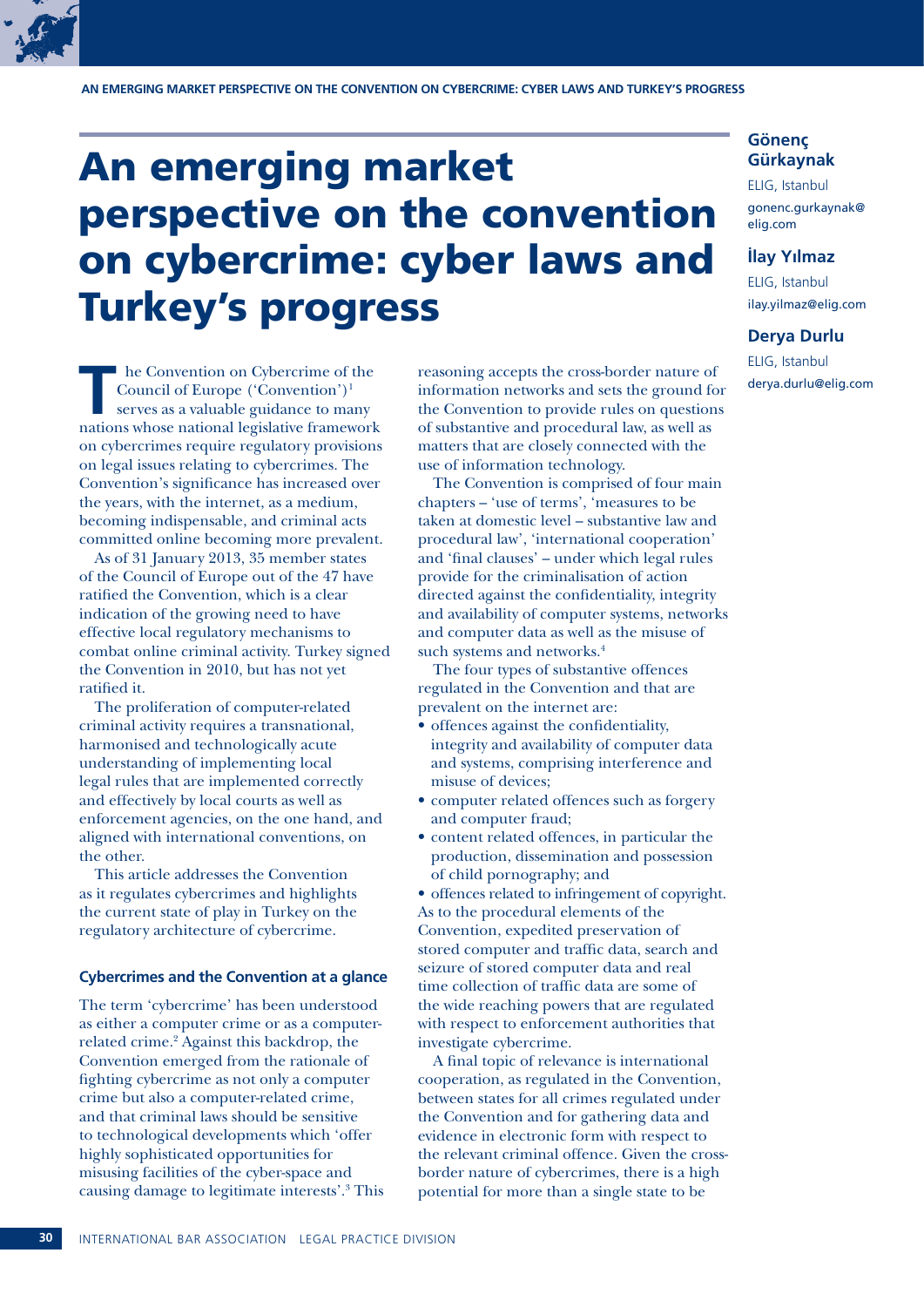# An emerging market perspective on the convention on cybercrime: cyber laws and Turkey's progress

**Gönenç Gürkaynak**
ELIG, Istanbul
gonenc.gurkaynak@elig.com

**İlay Yılmaz**
ELIG, Istanbul
ilay.yilmaz@elig.com

**Derya Durlu**
ELIG, Istanbul
derya.durlu@elig.com

The Convention on Cybercrime of the Council of Europe ('Convention')[1] serves as a valuable guidance to many nations whose national legislative framework on cybercrimes require regulatory provisions on legal issues relating to cybercrimes. The Convention's significance has increased over the years, with the internet, as a medium, becoming indispensable, and criminal acts committed online becoming more prevalent.

As of 31 January 2013, 35 member states of the Council of Europe out of the 47 have ratified the Convention, which is a clear indication of the growing need to have effective local regulatory mechanisms to combat online criminal activity. Turkey signed the Convention in 2010, but has not yet ratified it.

The proliferation of computer-related criminal activity requires a transnational, harmonised and technologically acute understanding of implementing local legal rules that are implemented correctly and effectively by local courts as well as enforcement agencies, on the one hand, and aligned with international conventions, on the other.

This article addresses the Convention as it regulates cybercrimes and highlights the current state of play in Turkey on the regulatory architecture of cybercrime.

### Cybercrimes and the Convention at a glance

The term 'cybercrime' has been understood as either a computer crime or as a computer-related crime.[2] Against this backdrop, the Convention emerged from the rationale of fighting cybercrime as not only a computer crime but also a computer-related crime, and that criminal laws should be sensitive to technological developments which 'offer highly sophisticated opportunities for misusing facilities of the cyber-space and causing damage to legitimate interests'.[3] This reasoning accepts the cross-border nature of information networks and sets the ground for the Convention to provide rules on questions of substantive and procedural law, as well as matters that are closely connected with the use of information technology.

The Convention is comprised of four main chapters – 'use of terms', 'measures to be taken at domestic level – substantive law and procedural law', 'international cooperation' and 'final clauses' – under which legal rules provide for the criminalisation of action directed against the confidentiality, integrity and availability of computer systems, networks and computer data as well as the misuse of such systems and networks.[4]

The four types of substantive offences regulated in the Convention and that are prevalent on the internet are:

- offences against the confidentiality, integrity and availability of computer data and systems, comprising interference and misuse of devices;
- computer related offences such as forgery and computer fraud;
- content related offences, in particular the production, dissemination and possession of child pornography; and
- offences related to infringement of copyright.

As to the procedural elements of the Convention, expedited preservation of stored computer and traffic data, search and seizure of stored computer data and real time collection of traffic data are some of the wide reaching powers that are regulated with respect to enforcement authorities that investigate cybercrime.

A final topic of relevance is international cooperation, as regulated in the Convention, between states for all crimes regulated under the Convention and for gathering data and evidence in electronic form with respect to the relevant criminal offence. Given the cross-border nature of cybercrimes, there is a high potential for more than a single state to be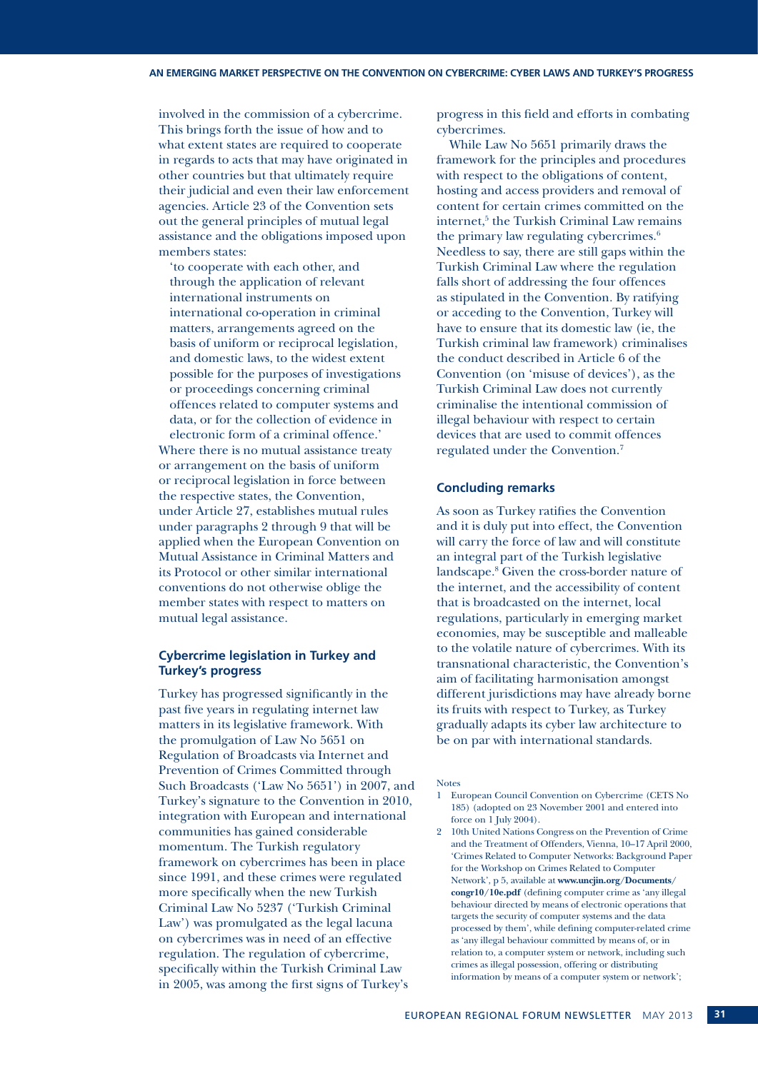involved in the commission of a cybercrime. This brings forth the issue of how and to what extent states are required to cooperate in regards to acts that may have originated in other countries but that ultimately require their judicial and even their law enforcement agencies. Article 23 of the Convention sets out the general principles of mutual legal assistance and the obligations imposed upon members states:

> 'to cooperate with each other, and through the application of relevant international instruments on international co-operation in criminal matters, arrangements agreed on the basis of uniform or reciprocal legislation, and domestic laws, to the widest extent possible for the purposes of investigations or proceedings concerning criminal offences related to computer systems and data, or for the collection of evidence in electronic form of a criminal offence.'

Where there is no mutual assistance treaty or arrangement on the basis of uniform or reciprocal legislation in force between the respective states, the Convention, under Article 27, establishes mutual rules under paragraphs 2 through 9 that will be applied when the European Convention on Mutual Assistance in Criminal Matters and its Protocol or other similar international conventions do not otherwise oblige the member states with respect to matters on mutual legal assistance.

## Cybercrime legislation in Turkey and Turkey's progress

Turkey has progressed significantly in the past five years in regulating internet law matters in its legislative framework. With the promulgation of Law No 5651 on Regulation of Broadcasts via Internet and Prevention of Crimes Committed through Such Broadcasts ('Law No 5651') in 2007, and Turkey's signature to the Convention in 2010, integration with European and international communities has gained considerable momentum. The Turkish regulatory framework on cybercrimes has been in place since 1991, and these crimes were regulated more specifically when the new Turkish Criminal Law No 5237 ('Turkish Criminal Law') was promulgated as the legal lacuna on cybercrimes was in need of an effective regulation. The regulation of cybercrime, specifically within the Turkish Criminal Law in 2005, was among the first signs of Turkey's progress in this field and efforts in combating cybercrimes.

While Law No 5651 primarily draws the framework for the principles and procedures with respect to the obligations of content, hosting and access providers and removal of content for certain crimes committed on the internet,[5] the Turkish Criminal Law remains the primary law regulating cybercrimes.[6] Needless to say, there are still gaps within the Turkish Criminal Law where the regulation falls short of addressing the four offences as stipulated in the Convention. By ratifying or acceding to the Convention, Turkey will have to ensure that its domestic law (ie, the Turkish criminal law framework) criminalises the conduct described in Article 6 of the Convention (on 'misuse of devices'), as the Turkish Criminal Law does not currently criminalise the intentional commission of illegal behaviour with respect to certain devices that are used to commit offences regulated under the Convention.[7]

## Concluding remarks

As soon as Turkey ratifies the Convention and it is duly put into effect, the Convention will carry the force of law and will constitute an integral part of the Turkish legislative landscape.[8] Given the cross-border nature of the internet, and the accessibility of content that is broadcasted on the internet, local regulations, particularly in emerging market economies, may be susceptible and malleable to the volatile nature of cybercrimes. With its transnational characteristic, the Convention's aim of facilitating harmonisation amongst different jurisdictions may have already borne its fruits with respect to Turkey, as Turkey gradually adapts its cyber law architecture to be on par with international standards.

Notes

1. European Council Convention on Cybercrime (CETS No 185) (adopted on 23 November 2001 and entered into force on 1 July 2004).
2. 10th United Nations Congress on the Prevention of Crime and the Treatment of Offenders, Vienna, 10–17 April 2000, 'Crimes Related to Computer Networks: Background Paper for the Workshop on Crimes Related to Computer Network', p 5, available at **www.uncjin.org/Documents/congr10/10e.pdf** (defining computer crime as 'any illegal behaviour directed by means of electronic operations that targets the security of computer systems and the data processed by them', while defining computer-related crime as 'any illegal behaviour committed by means of, or in relation to, a computer system or network, including such crimes as illegal possession, offering or distributing information by means of a computer system or network';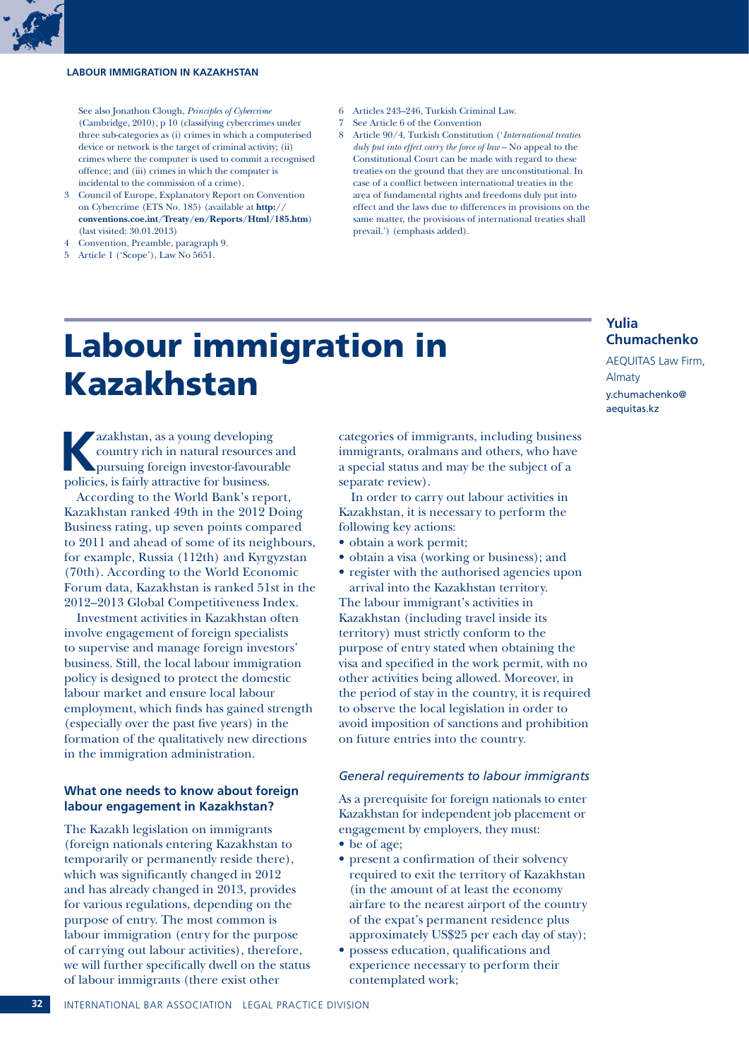See also Jonathon Clough, *Principles of Cybercrime* (Cambridge, 2010), p 10 (classifying cybercrimes under three sub-categories as (i) crimes in which a computerised device or network is the target of criminal activity; (ii) crimes where the computer is used to commit a recognised offence; and (iii) crimes in which the computer is incidental to the commission of a crime).

3 Council of Europe, Explanatory Report on Convention on Cybercrime (ETS No. 185) (available at **http://conventions.coe.int/Treaty/en/Reports/Html/185.htm**) (last visited: 30.01.2013)

4 Convention, Preamble, paragraph 9.

5 Article 1 ('Scope'), Law No 5651.

6 Articles 243–246, Turkish Criminal Law.

7 See Article 6 of the Convention

8 Article 90/4, Turkish Constitution ('*International treaties duly put into effect carry the force of law* – No appeal to the Constitutional Court can be made with regard to these treaties on the ground that they are unconstitutional. In case of a conflict between international treaties in the area of fundamental rights and freedoms duly put into effect and the laws due to differences in provisions on the same matter, the provisions of international treaties shall prevail.') (emphasis added).

# Labour immigration in Kazakhstan

**Yulia Chumachenko**

AEQUITAS Law Firm, Almaty

y.chumachenko@aequitas.kz

Kazakhstan, as a young developing country rich in natural resources and pursuing foreign investor-favourable policies, is fairly attractive for business.

According to the World Bank's report, Kazakhstan ranked 49th in the 2012 Doing Business rating, up seven points compared to 2011 and ahead of some of its neighbours, for example, Russia (112th) and Kyrgyzstan (70th). According to the World Economic Forum data, Kazakhstan is ranked 51st in the 2012–2013 Global Competitiveness Index.

Investment activities in Kazakhstan often involve engagement of foreign specialists to supervise and manage foreign investors' business. Still, the local labour immigration policy is designed to protect the domestic labour market and ensure local labour employment, which finds has gained strength (especially over the past five years) in the formation of the qualitatively new directions in the immigration administration.

## What one needs to know about foreign labour engagement in Kazakhstan?

The Kazakh legislation on immigrants (foreign nationals entering Kazakhstan to temporarily or permanently reside there), which was significantly changed in 2012 and has already changed in 2013, provides for various regulations, depending on the purpose of entry. The most common is labour immigration (entry for the purpose of carrying out labour activities), therefore, we will further specifically dwell on the status of labour immigrants (there exist other categories of immigrants, including business immigrants, oralmans and others, who have a special status and may be the subject of a separate review).

In order to carry out labour activities in Kazakhstan, it is necessary to perform the following key actions:

- obtain a work permit;
- obtain a visa (working or business); and
- register with the authorised agencies upon arrival into the Kazakhstan territory.

The labour immigrant's activities in Kazakhstan (including travel inside its territory) must strictly conform to the purpose of entry stated when obtaining the visa and specified in the work permit, with no other activities being allowed. Moreover, in the period of stay in the country, it is required to observe the local legislation in order to avoid imposition of sanctions and prohibition on future entries into the country.

### *General requirements to labour immigrants*

As a prerequisite for foreign nationals to enter Kazakhstan for independent job placement or engagement by employers, they must:

- be of age;
- present a confirmation of their solvency required to exit the territory of Kazakhstan (in the amount of at least the economy airfare to the nearest airport of the country of the expat's permanent residence plus approximately US$25 per each day of stay);
- possess education, qualifications and experience necessary to perform their contemplated work;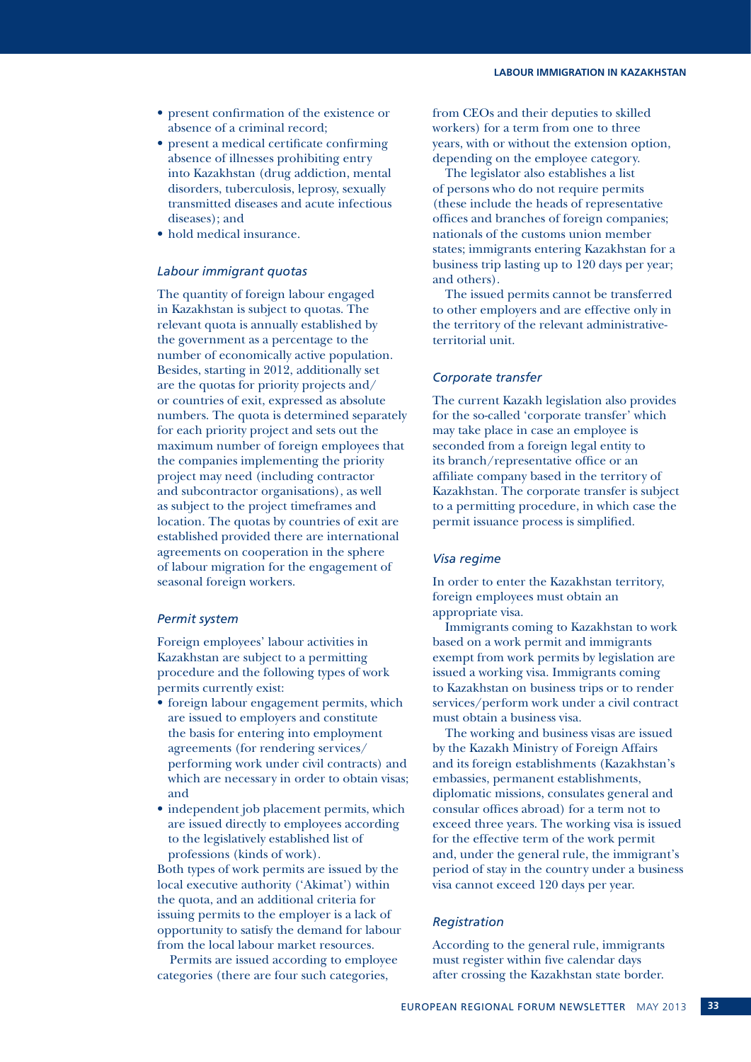- present confirmation of the existence or absence of a criminal record;
- present a medical certificate confirming absence of illnesses prohibiting entry into Kazakhstan (drug addiction, mental disorders, tuberculosis, leprosy, sexually transmitted diseases and acute infectious diseases); and
- hold medical insurance.

### *Labour immigrant quotas*

The quantity of foreign labour engaged in Kazakhstan is subject to quotas. The relevant quota is annually established by the government as a percentage to the number of economically active population. Besides, starting in 2012, additionally set are the quotas for priority projects and/or countries of exit, expressed as absolute numbers. The quota is determined separately for each priority project and sets out the maximum number of foreign employees that the companies implementing the priority project may need (including contractor and subcontractor organisations), as well as subject to the project timeframes and location. The quotas by countries of exit are established provided there are international agreements on cooperation in the sphere of labour migration for the engagement of seasonal foreign workers.

### *Permit system*

Foreign employees' labour activities in Kazakhstan are subject to a permitting procedure and the following types of work permits currently exist:

- foreign labour engagement permits, which are issued to employers and constitute the basis for entering into employment agreements (for rendering services/performing work under civil contracts) and which are necessary in order to obtain visas; and
- independent job placement permits, which are issued directly to employees according to the legislatively established list of professions (kinds of work).

Both types of work permits are issued by the local executive authority ('Akimat') within the quota, and an additional criteria for issuing permits to the employer is a lack of opportunity to satisfy the demand for labour from the local labour market resources.

Permits are issued according to employee categories (there are four such categories, from CEOs and their deputies to skilled workers) for a term from one to three years, with or without the extension option, depending on the employee category.

The legislator also establishes a list of persons who do not require permits (these include the heads of representative offices and branches of foreign companies; nationals of the customs union member states; immigrants entering Kazakhstan for a business trip lasting up to 120 days per year; and others).

The issued permits cannot be transferred to other employers and are effective only in the territory of the relevant administrative-territorial unit.

### *Corporate transfer*

The current Kazakh legislation also provides for the so-called 'corporate transfer' which may take place in case an employee is seconded from a foreign legal entity to its branch/representative office or an affiliate company based in the territory of Kazakhstan. The corporate transfer is subject to a permitting procedure, in which case the permit issuance process is simplified.

### *Visa regime*

In order to enter the Kazakhstan territory, foreign employees must obtain an appropriate visa.

Immigrants coming to Kazakhstan to work based on a work permit and immigrants exempt from work permits by legislation are issued a working visa. Immigrants coming to Kazakhstan on business trips or to render services/perform work under a civil contract must obtain a business visa.

The working and business visas are issued by the Kazakh Ministry of Foreign Affairs and its foreign establishments (Kazakhstan's embassies, permanent establishments, diplomatic missions, consulates general and consular offices abroad) for a term not to exceed three years. The working visa is issued for the effective term of the work permit and, under the general rule, the immigrant's period of stay in the country under a business visa cannot exceed 120 days per year.

### *Registration*

According to the general rule, immigrants must register within five calendar days after crossing the Kazakhstan state border.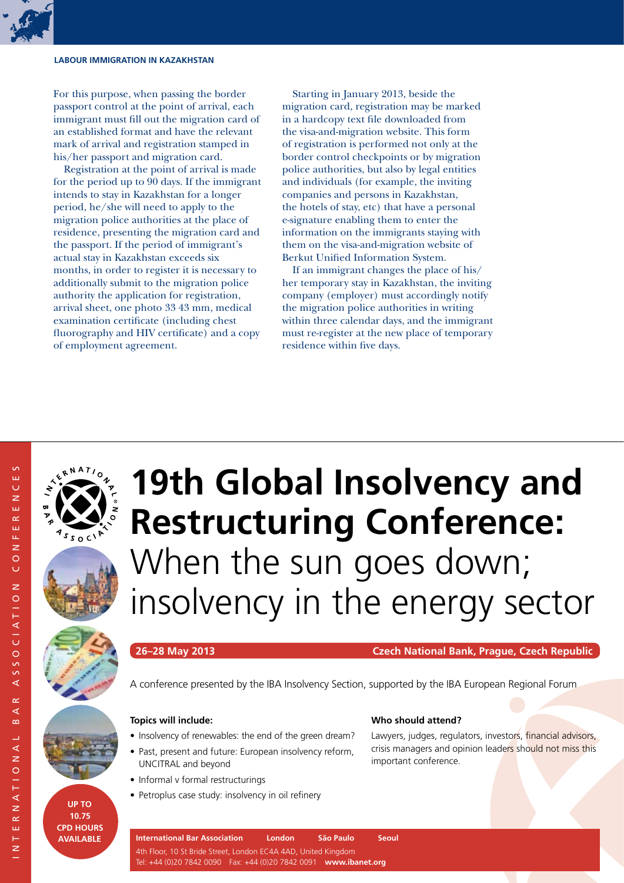For this purpose, when passing the border passport control at the point of arrival, each immigrant must fill out the migration card of an established format and have the relevant mark of arrival and registration stamped in his/her passport and migration card.

Registration at the point of arrival is made for the period up to 90 days. If the immigrant intends to stay in Kazakhstan for a longer period, he/she will need to apply to the migration police authorities at the place of residence, presenting the migration card and the passport. If the period of immigrant's actual stay in Kazakhstan exceeds six months, in order to register it is necessary to additionally submit to the migration police authority the application for registration, arrival sheet, one photo 33 43 mm, medical examination certificate (including chest fluorography and HIV certificate) and a copy of employment agreement.

Starting in January 2013, beside the migration card, registration may be marked in a hardcopy text file downloaded from the visa-and-migration website. This form of registration is performed not only at the border control checkpoints or by migration police authorities, but also by legal entities and individuals (for example, the inviting companies and persons in Kazakhstan, the hotels of stay, etc) that have a personal e-signature enabling them to enter the information on the immigrants staying with them on the visa-and-migration website of Berkut Unified Information System.

If an immigrant changes the place of his/her temporary stay in Kazakhstan, the inviting company (employer) must accordingly notify the migration police authorities in writing within three calendar days, and the immigrant must re-register at the new place of temporary residence within five days.

INTERNATIONAL BAR ASSOCIATION CONFERENCES

# 19th Global Insolvency and Restructuring Conference: When the sun goes down; insolvency in the energy sector

**26–28 May 2013** **Czech National Bank, Prague, Czech Republic**

A conference presented by the IBA Insolvency Section, supported by the IBA European Regional Forum

**Topics will include:**

- Insolvency of renewables: the end of the green dream?
- Past, present and future: European insolvency reform, UNCITRAL and beyond
- Informal v formal restructurings
- Petroplus case study: insolvency in oil refinery

**Who should attend?**

Lawyers, judges, regulators, investors, financial advisors, crisis managers and opinion leaders should not miss this important conference.

**UP TO 10.75 CPD HOURS AVAILABLE**

**International Bar Association** **London** **São Paulo** **Seoul**

4th Floor, 10 St Bride Street, London EC4A 4AD, United Kingdom
Tel: +44 (0)20 7842 0090 Fax: +44 (0)20 7842 0091 **www.ibanet.org**